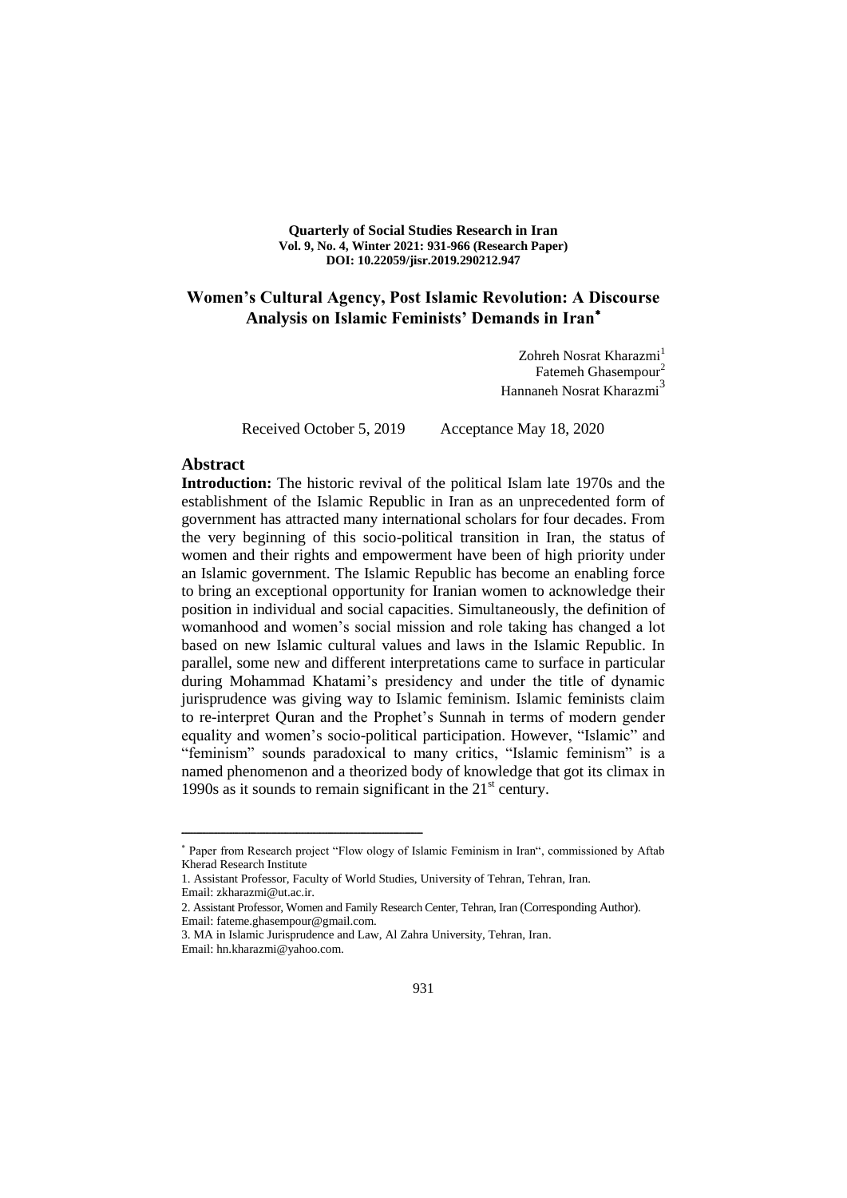**Quarterly of Social Studies Research in Iran**
**Vol. 9, No. 4, Winter 2021: 931-966 (Research Paper)**
**DOI: 10.22059/jisr.2019.290212.947**

# Women's Cultural Agency, Post Islamic Revolution: A Discourse Analysis on Islamic Feminists' Demands in Iran*

Zohreh Nosrat Kharazmi[1]
Fatemeh Ghasempour[2]
Hannaneh Nosrat Kharazmi[3]

Received October 5, 2019 Acceptance May 18, 2020

## Abstract

**Introduction:** The historic revival of the political Islam late 1970s and the establishment of the Islamic Republic in Iran as an unprecedented form of government has attracted many international scholars for four decades. From the very beginning of this socio-political transition in Iran, the status of women and their rights and empowerment have been of high priority under an Islamic government. The Islamic Republic has become an enabling force to bring an exceptional opportunity for Iranian women to acknowledge their position in individual and social capacities. Simultaneously, the definition of womanhood and women's social mission and role taking has changed a lot based on new Islamic cultural values and laws in the Islamic Republic. In parallel, some new and different interpretations came to surface in particular during Mohammad Khatami's presidency and under the title of dynamic jurisprudence was giving way to Islamic feminism. Islamic feminists claim to re-interpret Quran and the Prophet's Sunnah in terms of modern gender equality and women's socio-political participation. However, "Islamic" and "feminism" sounds paradoxical to many critics, "Islamic feminism" is a named phenomenon and a theorized body of knowledge that got its climax in 1990s as it sounds to remain significant in the 21st century.

---

* Paper from Research project "Flow ology of Islamic Feminism in Iran", commissioned by Aftab Kherad Research Institute

1. Assistant Professor, Faculty of World Studies, University of Tehran, Tehran, Iran.
Email: zkharazmi@ut.ac.ir.

2. Assistant Professor, Women and Family Research Center, Tehran, Iran (Corresponding Author).
Email: fateme.ghasempour@gmail.com.

3. MA in Islamic Jurisprudence and Law, Al Zahra University, Tehran, Iran.
Email: hn.kharazmi@yahoo.com.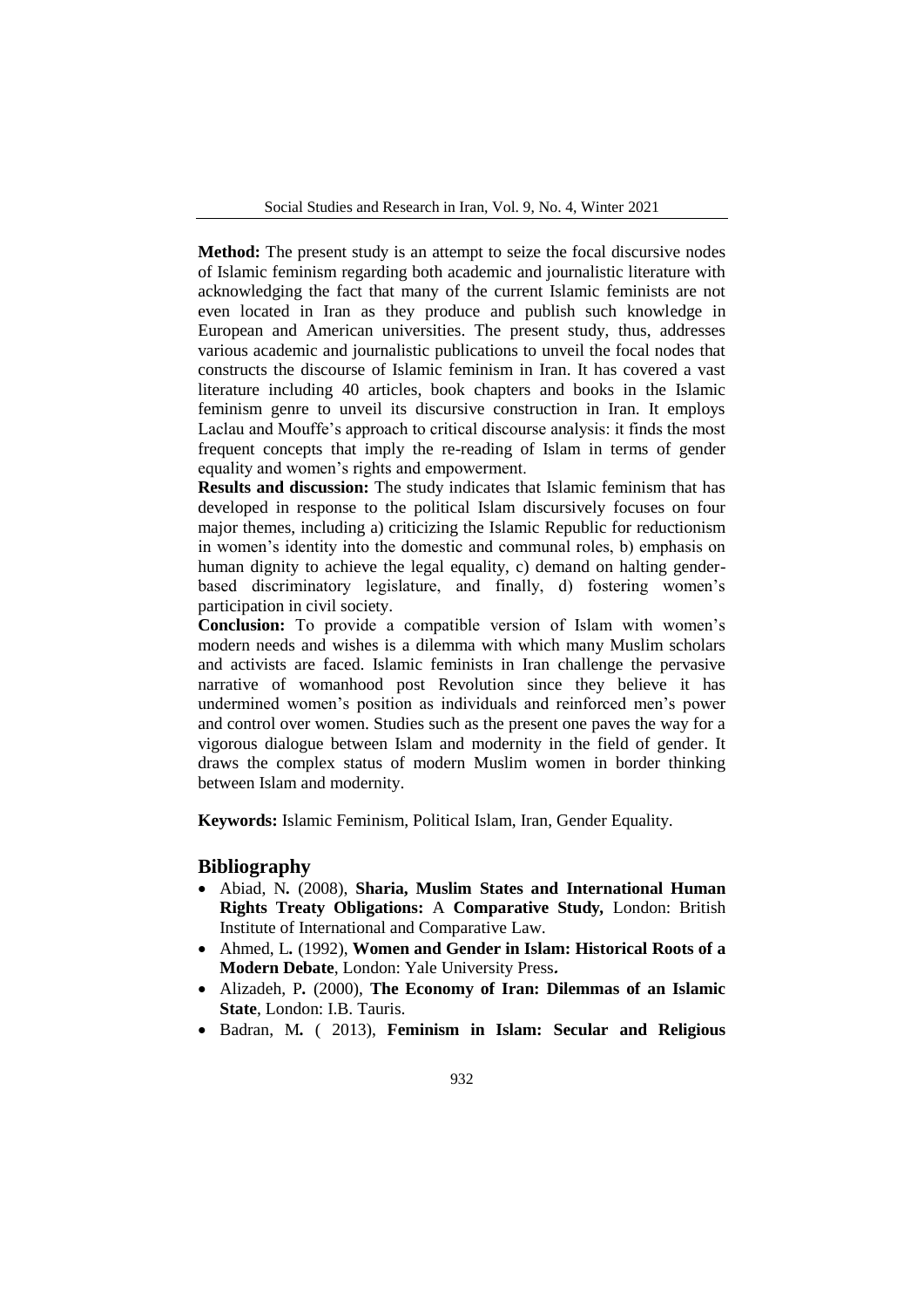**Method:** The present study is an attempt to seize the focal discursive nodes of Islamic feminism regarding both academic and journalistic literature with acknowledging the fact that many of the current Islamic feminists are not even located in Iran as they produce and publish such knowledge in European and American universities. The present study, thus, addresses various academic and journalistic publications to unveil the focal nodes that constructs the discourse of Islamic feminism in Iran. It has covered a vast literature including 40 articles, book chapters and books in the Islamic feminism genre to unveil its discursive construction in Iran. It employs Laclau and Mouffe's approach to critical discourse analysis: it finds the most frequent concepts that imply the re-reading of Islam in terms of gender equality and women's rights and empowerment.

**Results and discussion:** The study indicates that Islamic feminism that has developed in response to the political Islam discursively focuses on four major themes, including a) criticizing the Islamic Republic for reductionism in women's identity into the domestic and communal roles, b) emphasis on human dignity to achieve the legal equality, c) demand on halting gender-based discriminatory legislature, and finally, d) fostering women's participation in civil society.

**Conclusion:** To provide a compatible version of Islam with women's modern needs and wishes is a dilemma with which many Muslim scholars and activists are faced. Islamic feminists in Iran challenge the pervasive narrative of womanhood post Revolution since they believe it has undermined women's position as individuals and reinforced men's power and control over women. Studies such as the present one paves the way for a vigorous dialogue between Islam and modernity in the field of gender. It draws the complex status of modern Muslim women in border thinking between Islam and modernity.

**Keywords:** Islamic Feminism, Political Islam, Iran, Gender Equality.

## Bibliography

- Abiad, N**.** (2008), **Sharia, Muslim States and International Human Rights Treaty Obligations:** A **Comparative Study,** London: British Institute of International and Comparative Law.
- Ahmed, L**.** (1992), **Women and Gender in Islam: Historical Roots of a Modern Debate**, London: Yale University Press**.**
- Alizadeh, P**.** (2000), **The Economy of Iran: Dilemmas of an Islamic State**, London: I.B. Tauris.
- Badran, M**.** ( 2013), **Feminism in Islam: Secular and Religious**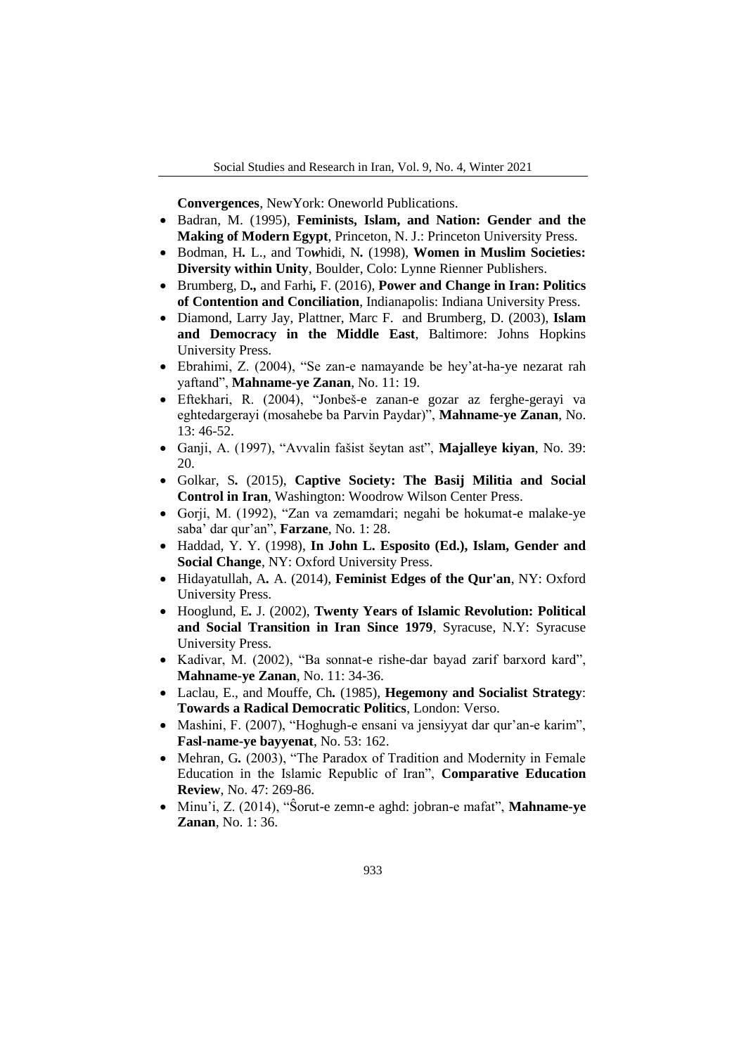**Convergences**, NewYork: Oneworld Publications.

- Badran, M. (1995), **Feminists, Islam, and Nation: Gender and the Making of Modern Egypt**, Princeton, N. J.: Princeton University Press.
- Bodman, H**.** L., and To**w**hidi, N**.** (1998), **Women in Muslim Societies: Diversity within Unity**, Boulder, Colo: Lynne Rienner Publishers.
- Brumberg, D**.,** and Farhi**,** F. (2016), **Power and Change in Iran: Politics of Contention and Conciliation**, Indianapolis: Indiana University Press.
- Diamond, Larry Jay, Plattner, Marc F. and Brumberg, D. (2003), **Islam and Democracy in the Middle East**, Baltimore: Johns Hopkins University Press.
- Ebrahimi, Z. (2004), "Se zan-e namayande be hey'at-ha-ye nezarat rah yaftand", **Mahname-ye Zanan**, No. 11: 19.
- Eftekhari, R. (2004), "Jonbeš-e zanan-e gozar az ferghe-gerayi va eghtedargerayi (mosahebe ba Parvin Paydar)", **Mahname-ye Zanan**, No. 13: 46-52.
- Ganji, A. (1997), "Avvalin fašist šeytan ast", **Majalleye kiyan**, No. 39: 20.
- Golkar, S**.** (2015), **Captive Society: The Basij Militia and Social Control in Iran**, Washington: Woodrow Wilson Center Press.
- Gorji, M. (1992), "Zan va zemamdari; negahi be hokumat-e malake-ye saba' dar qur'an", **Farzane**, No. 1: 28.
- Haddad, Y. Y. (1998), **In John L. Esposito (Ed.), Islam, Gender and Social Change**, NY: Oxford University Press.
- Hidayatullah, A**.** A. (2014), **Feminist Edges of the Qur'an**, NY: Oxford University Press.
- Hooglund, E**.** J. (2002), **Twenty Years of Islamic Revolution: Political and Social Transition in Iran Since 1979**, Syracuse, N.Y: Syracuse University Press.
- Kadivar, M. (2002), "Ba sonnat-e rishe-dar bayad zarif barxord kard", **Mahname-ye Zanan**, No. 11: 34-36.
- Laclau, E., and Mouffe, Ch**.** (1985), **Hegemony and Socialist Strategy**: **Towards a Radical Democratic Politics**, London: Verso.
- Mashini, F. (2007), "Hoghugh-e ensani va jensiyyat dar qur'an-e karim", **Fasl-name-ye bayyenat**, No. 53: 162.
- Mehran, G**.** (2003), "The Paradox of Tradition and Modernity in Female Education in the Islamic Republic of Iran", **Comparative Education Review**, No. 47: 269-86.
- Minu'i, Z. (2014), "Ŝorut-e zemn-e aghd: jobran-e mafat", **Mahname-ye Zanan**, No. 1: 36.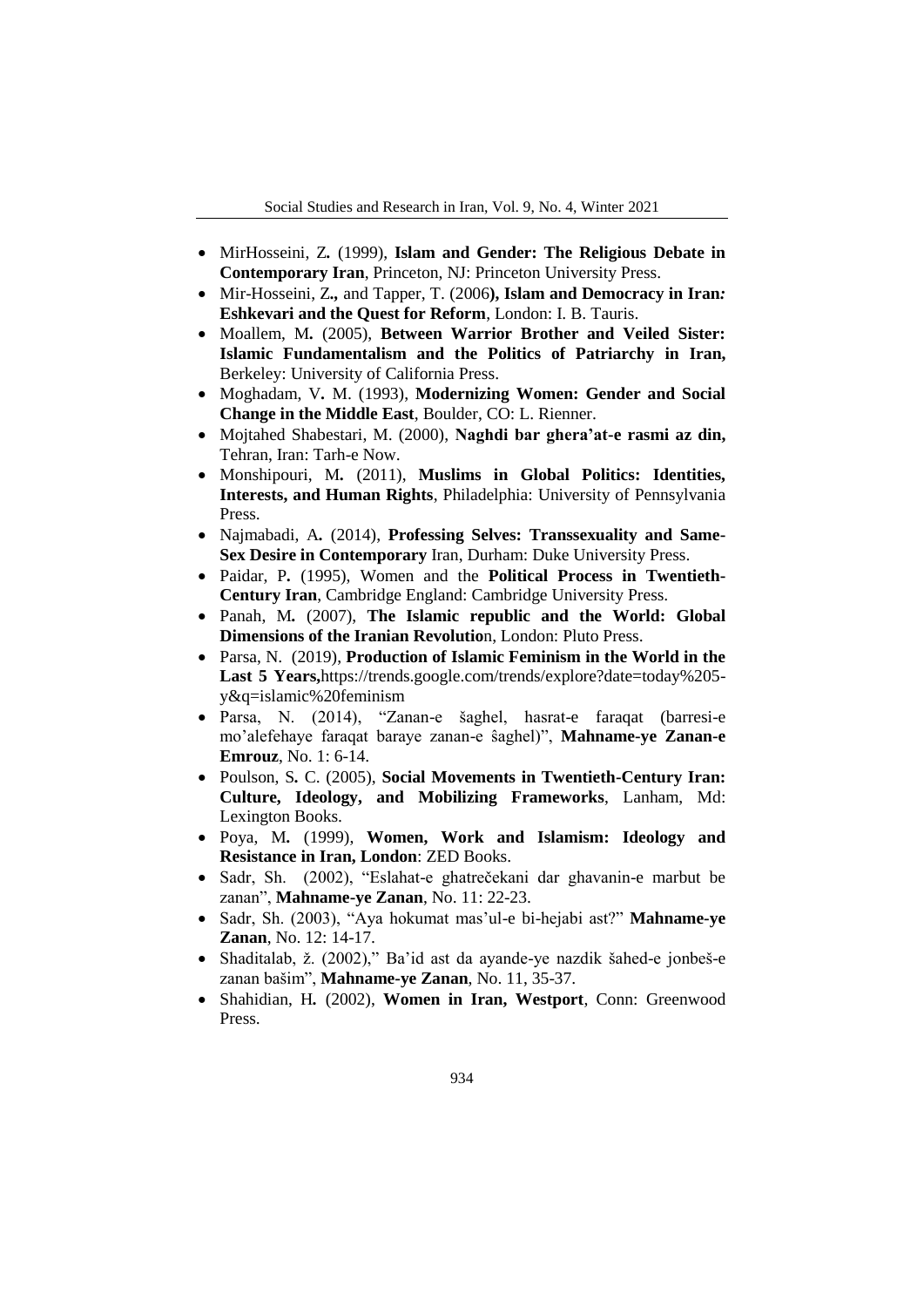- MirHosseini, Z**.** (1999), **Islam and Gender: The Religious Debate in Contemporary Iran**, Princeton, NJ: Princeton University Press.
- Mir-Hosseini, Z**.,** and Tapper, T. (2006**), Islam and Democracy in Iran*:* Eshkevari and the Quest for Reform**, London: I. B. Tauris.
- Moallem, M**.** (2005), **Between Warrior Brother and Veiled Sister: Islamic Fundamentalism and the Politics of Patriarchy in Iran,** Berkeley: University of California Press.
- Moghadam, V**.** M. (1993), **Modernizing Women: Gender and Social Change in the Middle East**, Boulder, CO: L. Rienner.
- Mojtahed Shabestari, M. (2000), **Naghdi bar ghera'at-e rasmi az din,** Tehran, Iran: Tarh-e Now.
- Monshipouri, M**.** (2011), **Muslims in Global Politics: Identities, Interests, and Human Rights**, Philadelphia: University of Pennsylvania Press.
- Najmabadi, A**.** (2014), **Professing Selves: Transsexuality and Same-Sex Desire in Contemporary** Iran, Durham: Duke University Press.
- Paidar, P**.** (1995), Women and the **Political Process in Twentieth-Century Iran**, Cambridge England: Cambridge University Press.
- Panah, M**.** (2007), **The Islamic republic and the World: Global Dimensions of the Iranian Revolutio**n, London: Pluto Press.
- Parsa, N. (2019), **Production of Islamic Feminism in the World in the Last 5 Years,**https://trends.google.com/trends/explore?date=today%205-y&q=islamic%20feminism
- Parsa, N. (2014), "Zanan-e šaghel, hasrat-e faraqat (barresi-e mo'alefehaye faraqat baraye zanan-e ŝaghel)", **Mahname-ye Zanan-e Emrouz**, No. 1: 6-14.
- Poulson, S**.** C. (2005), **Social Movements in Twentieth-Century Iran: Culture, Ideology, and Mobilizing Frameworks**, Lanham, Md: Lexington Books.
- Poya, M**.** (1999), **Women, Work and Islamism: Ideology and Resistance in Iran, London**: ZED Books.
- Sadr, Sh. (2002), "Eslahat-e ghatrečekani dar ghavanin-e marbut be zanan", **Mahname-ye Zanan**, No. 11: 22-23.
- Sadr, Sh. (2003), "Aya hokumat mas'ul-e bi-hejabi ast?" **Mahname-ye Zanan**, No. 12: 14-17.
- Shaditalab, ž. (2002)," Ba'id ast da ayande-ye nazdik šahed-e jonbeš-e zanan bašim", **Mahname-ye Zanan**, No. 11, 35-37.
- Shahidian, H**.** (2002), **Women in Iran, Westport**, Conn: Greenwood Press.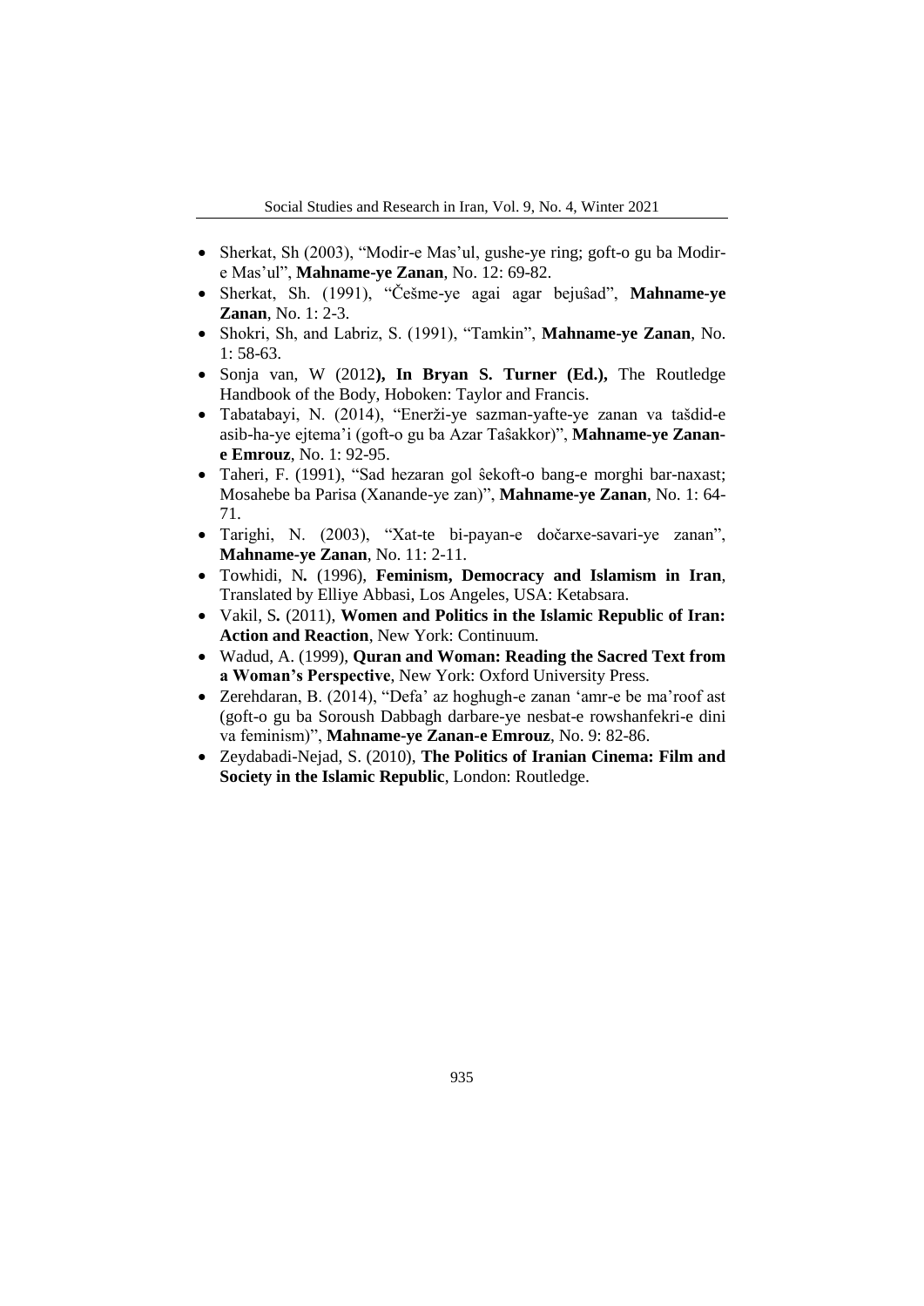- Sherkat, Sh (2003), "Modir-e Mas'ul, gushe-ye ring; goft-o gu ba Modir-e Mas'ul", **Mahname-ye Zanan**, No. 12: 69-82.
- Sherkat, Sh. (1991), "Češme-ye agai agar bejuŝad", **Mahname-ye Zanan**, No. 1: 2-3.
- Shokri, Sh, and Labriz, S. (1991), "Tamkin", **Mahname-ye Zanan**, No. 1: 58-63.
- Sonja van, W (2012**), In Bryan S. Turner (Ed.),** The Routledge Handbook of the Body, Hoboken: Taylor and Francis.
- Tabatabayi, N. (2014), "Enerži-ye sazman-yafte-ye zanan va tašdid-e asib-ha-ye ejtema'i (goft-o gu ba Azar Taŝakkor)", **Mahname-ye Zanan-e Emrouz**, No. 1: 92-95.
- Taheri, F. (1991), "Sad hezaran gol ŝekoft-o bang-e morghi bar-naxast; Mosahebe ba Parisa (Xanande-ye zan)", **Mahname-ye Zanan**, No. 1: 64-71.
- Tarighi, N. (2003), "Xat-te bi-payan-e dočarxe-savari-ye zanan", **Mahname-ye Zanan**, No. 11: 2-11.
- Towhidi, N**.** (1996), **Feminism, Democracy and Islamism in Iran**, Translated by Elliye Abbasi, Los Angeles, USA: Ketabsara.
- Vakil, S**.** (2011), **Women and Politics in the Islamic Republic of Iran: Action and Reaction**, New York: Continuum.
- Wadud, A. (1999), **Quran and Woman: Reading the Sacred Text from a Woman's Perspective**, New York: Oxford University Press.
- Zerehdaran, B. (2014), "Defa' az hoghugh-e zanan 'amr-e be ma'roof ast (goft-o gu ba Soroush Dabbagh darbare-ye nesbat-e rowshanfekri-e dini va feminism)", **Mahname-ye Zanan-e Emrouz**, No. 9: 82-86.
- Zeydabadi-Nejad, S. (2010), **The Politics of Iranian Cinema: Film and Society in the Islamic Republic**, London: Routledge.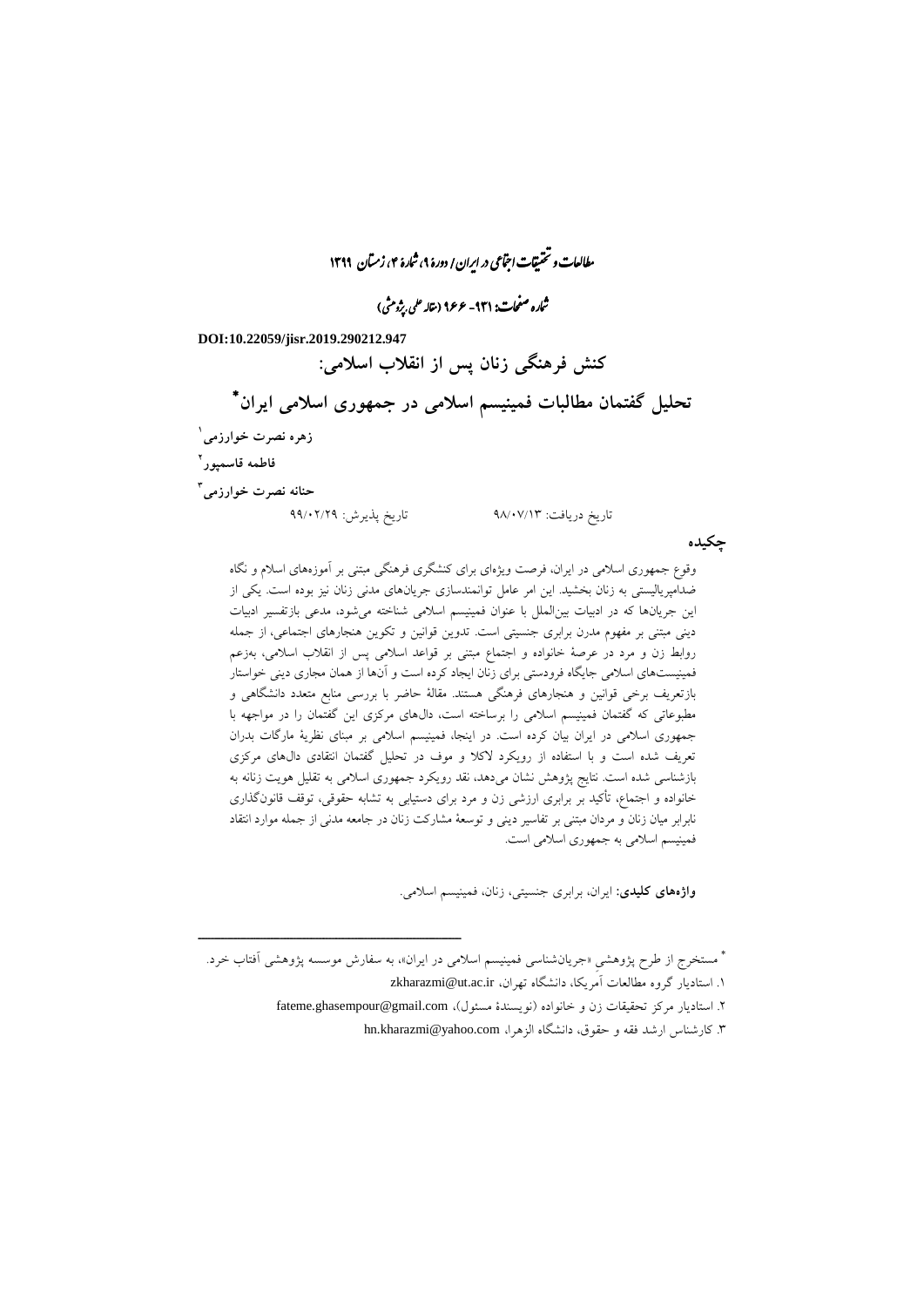DOI:10.22059/jisr.2019.290212.947

# کنش فرهنگی زنان پس از انقلاب اسلامی: تحلیل گفتمان مطالبات فمینیسم اسلامی در جمهوری اسلامی ایران*

زهره نصرت خوارزمی[1]

فاطمه قاسمپور[2]

حنانه نصرت خوارزمی[3]

تاریخ دریافت: ۹۸/۰۷/۱۳ تاریخ پذیرش: ۹۹/۰۲/۲۹

## چکیده

وقوع جمهوری اسلامی در ایران، فرصت ویژه‌ای برای کنشگری فرهنگی مبتنی بر آموزه‌های اسلام و نگاه ضدامپریالیستی به زنان بخشید. این امر عامل توانمندسازی جریان‌های مدنی زنان نیز بوده است. یکی از این جریان‌ها که در ادبیات بین‌المللی با عنوان فمینیسم اسلامی شناخته می‌شود، مدعی بازتفسیر ادبیات دینی مبتنی بر مفهوم مدرن برابری جنسیتی است. تدوین قوانین و تکوین هنجارهای اجتماعی، از جمله روابط زن و مرد در عرصهٔ خانواده و اجتماع مبتنی بر قواعد اسلامی پس از انقلاب اسلامی، به‌زعم فمینیست‌های اسلامی جایگاه فرودستی برای زنان ایجاد کرده است و آن‌ها از همان مجاری دینی خواستار بازتعریف برخی قوانین و هنجارهای فرهنگی هستند. مقالهٔ حاضر با بررسی منابع متعدد دانشگاهی و مطبوعاتی که گفتمان فمینیسم اسلامی را برساخته است، دال‌های مرکزی این گفتمان را در مواجهه با جمهوری اسلامی در ایران بیان کرده است. در اینجا، فمینیسم اسلامی بر مبنای نظریهٔ مارگات بدران تعریف شده است و با استفاده از رویکرد لاکلا و موف در تحلیل گفتمان انتقادی دال‌های مرکزی بازشناسی شده است. نتایج پژوهش نشان می‌دهد، نقد رویکرد جمهوری اسلامی به تقلیل هویت زنانه به خانواده و اجتماع، تأکید بر برابری ارزشی زن و مرد برای دستیابی به تشابه حقوقی، توقف قانون‌گذاری نابرابر میان زنان و مردان مبتنی بر تفاسیر دینی و توسعهٔ مشارکت زنان در جامعه مدنی از جمله موارد انتقاد فمینیسم اسلامی به جمهوری اسلامی است.

**واژه‌های کلیدی:** ایران، برابری جنسیتی، زنان، فمینیسم اسلامی.

---

* مستخرج از طرح پژوهشی «جریان‌شناسی فمینیسم اسلامی در ایران»، به سفارش موسسه پژوهشی آفتاب خرد.

۱. استادیار گروه مطالعات آمریکا، دانشگاه تهران، zkharazmi@ut.ac.ir

۲. استادیار مرکز تحقیقات زن و خانواده (نویسندهٔ مسئول)، fateme.ghasempour@gmail.com

۳. کارشناس ارشد فقه و حقوق، دانشگاه الزهرا، hn.kharazmi@yahoo.com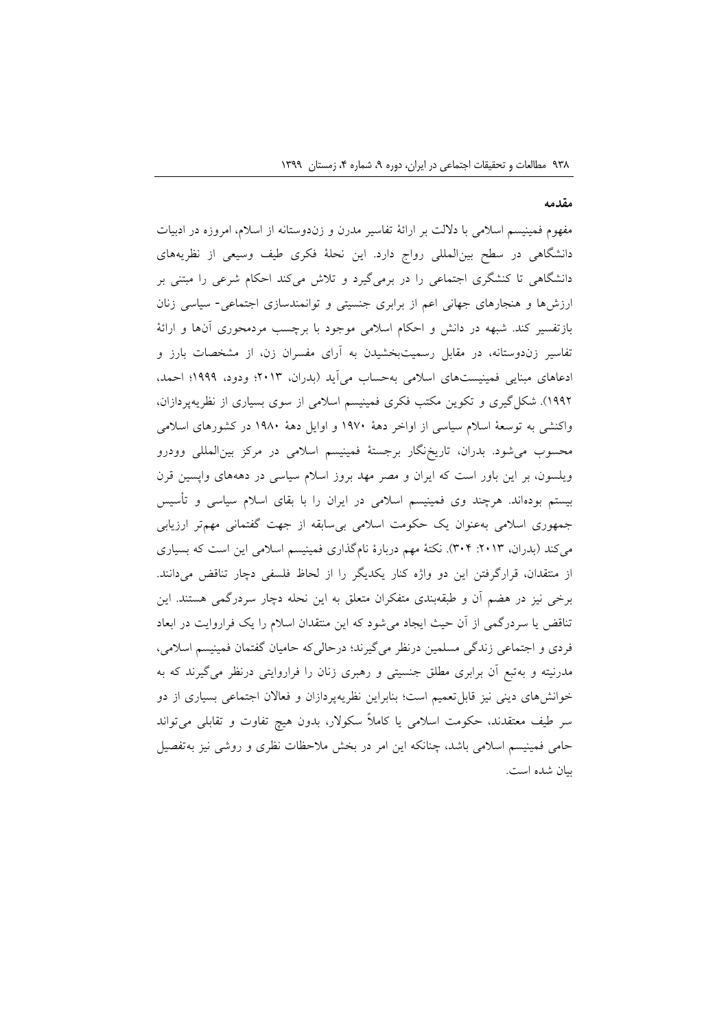#### مقدمه

مفهوم فمینیسم اسلامی با دلالت بر ارائهٔ تفاسیر مدرن و زن‌دوستانه از اسلام، امروزه در ادبیات دانشگاهی در سطح بین‌المللی رواج دارد. این نحلهٔ فکری طیف وسیعی از نظریه‌های دانشگاهی تا کنشگری اجتماعی را در برمی‌گیرد و تلاش می‌کند احکام شرعی را مبتنی بر ارزش‌ها و هنجارهای جهانی اعم از برابری جنسیتی و توانمندسازی اجتماعی- سیاسی زنان بازتفسیر کند. شبهه در دانش و احکام اسلامی موجود با برچسب مردمحوری آن‌ها و ارائهٔ تفاسیر زن‌دوستانه، در مقابل رسمیت‌بخشیدن به آرای مفسران زن، از مشخصات بارز و ادعاهای مبنایی فمینیست‌های اسلامی به‌حساب می‌آید (بدران، ۲۰۱۳؛ ودود، ۱۹۹۹؛ احمد، ۱۹۹۲). شکل‌گیری و تکوین مکتب فکری فمینیسم اسلامی از سوی بسیاری از نظریه‌پردازان، واکنشی به توسعهٔ اسلام سیاسی از اواخر دههٔ ۱۹۷۰ و اوایل دههٔ ۱۹۸۰ در کشورهای اسلامی محسوب می‌شود. بدران، تاریخ‌نگار برجستهٔ فمینیسم اسلامی در مرکز بین‌المللی وودرو ویلسون، بر این باور است که ایران و مصر مهد بروز اسلام سیاسی در دهه‌های واپسین قرن بیستم بوده‌اند. هرچند وی فمینیسم اسلامی در ایران را با بقای اسلام سیاسی و تأسیس جمهوری اسلامی به‌عنوان یک حکومت اسلامی بی‌سابقه از جهت گفتمانی مهم‌تر ارزیابی می‌کند (بدران، ۲۰۱۳: ۳۰۴). نکتهٔ مهم دربارهٔ نام‌گذاری فمینیسم اسلامی این است که بسیاری از منتقدان، قرارگرفتن این دو واژه کنار یکدیگر را از لحاظ فلسفی دچار تناقض می‌دانند. برخی نیز در هضم آن و طبقه‌بندی متفکران متعلق به این نحله دچار سردرگمی هستند. این تناقض یا سردرگمی از آن حیث ایجاد می‌شود که این منتقدان اسلام را یک فراروایت در ابعاد فردی و اجتماعی زندگی مسلمین درنظر می‌گیرند؛ درحالی‌که حامیان گفتمان فمینیسم اسلامی، مدرنیته و به‌تبع آن برابری مطلق جنسیتی و رهبری زنان را فراروایتی درنظر می‌گیرند که به خوانش‌های دینی نیز قابل‌تعمیم است؛ بنابراین نظریه‌پردازان و فعالان اجتماعی بسیاری از دو سر طیف معتقدند، حکومت اسلامی یا کاملاً سکولار، بدون هیچ تفاوت و تقابلی می‌تواند حامی فمینیسم اسلامی باشد، چنانکه این امر در بخش ملاحظات نظری و روشی نیز به‌تفصیل بیان شده است.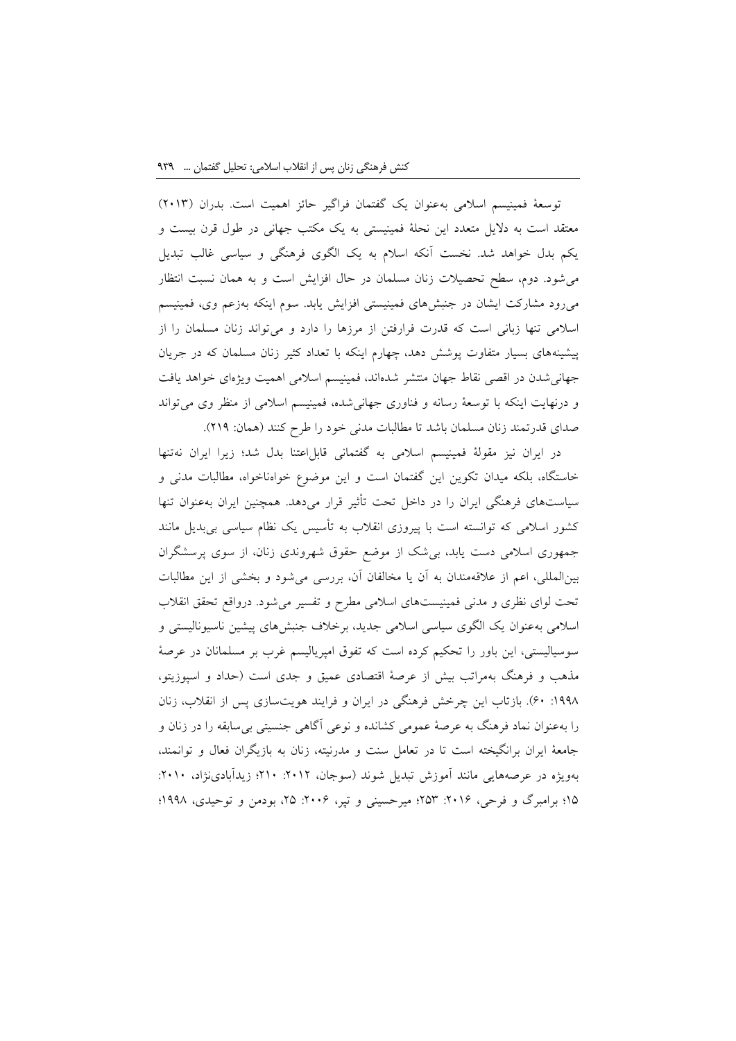توسعهٔ فمینیسم اسلامی به‌عنوان یک گفتمان فراگیر حائز اهمیت است. بدران (۲۰۱۳) معتقد است به دلایل متعدد این نحلهٔ فمینیستی به یک مکتب جهانی در طول قرن بیست و یکم بدل خواهد شد. نخست آنکه اسلام به یک الگوی فرهنگی و سیاسی غالب تبدیل می‌شود. دوم، سطح تحصیلات زنان مسلمان در حال افزایش است و به همان نسبت انتظار می‌رود مشارکت ایشان در جنبش‌های فمینیستی افزایش یابد. سوم اینکه به‌زعم وی، فمینیسم اسلامی تنها زبانی است که قدرت فرارفتن از مرزها را دارد و می‌تواند زنان مسلمان را از پیشینه‌های بسیار متفاوت پوشش دهد، چهارم اینکه با تعداد کثیر زنان مسلمان که در جریان جهانی‌شدن در اقصی نقاط جهان منتشر شده‌اند، فمینیسم اسلامی اهمیت ویژه‌ای خواهد یافت و درنهایت اینکه با توسعهٔ رسانه و فناوری جهانی‌شده، فمینیسم اسلامی از منظر وی می‌تواند صدای قدرتمند زنان مسلمان باشد تا مطالبات مدنی خود را طرح کنند (همان: ۲۱۹).

در ایران نیز مقولهٔ فمینیسم اسلامی به گفتمانی قابل‌اعتنا بدل شد؛ زیرا ایران نه‌تنها خاستگاه، بلکه میدان تکوین این گفتمان است و این موضوع خواهناخواه، مطالبات مدنی و سیاست‌های فرهنگی ایران را در داخل تحت تأثیر قرار می‌دهد. همچنین ایران به‌عنوان تنها کشور اسلامی که توانسته است با پیروزی انقلاب به تأسیس یک نظام سیاسی بی‌بدیل مانند جمهوری اسلامی دست یابد، بی‌شک از موضع حقوق شهروندی زنان، از سوی پرسشگران بین‌المللی، اعم از علاقه‌مندان به آن یا مخالفان آن، بررسی می‌شود و بخشی از این مطالبات تحت لوای نظری و مدنی فمینیست‌های اسلامی مطرح و تفسیر می‌شود. درواقع تحقق انقلاب اسلامی به‌عنوان یک الگوی سیاسی اسلامی جدید، برخلاف جنبش‌های پیشین ناسیونالیستی و سوسیالیستی، این باور را تحکیم کرده است که تفوق امپریالیسم غرب بر مسلمانان در عرصهٔ مذهب و فرهنگ به‌مراتب بیش از عرصهٔ اقتصادی عمیق و جدی است (حداد و اسپوزیتو، ۱۹۹۸: ۶۰). بازتاب این چرخش فرهنگی در ایران و فرایند هویت‌سازی پس از انقلاب، زنان را به‌عنوان نماد فرهنگ به عرصهٔ عمومی کشانده و نوعی آگاهی جنسیتی بی‌سابقه را در زنان و جامعهٔ ایران برانگیخته است تا در تعامل سنت و مدرنیته، زنان به بازیگران فعال و توانمند، به‌ویژه در عرصه‌هایی مانند آموزش تبدیل شوند (سوجان، ۲۰۱۲: ۲۱۰؛ زیدآبادی‌نژاد، ۲۰۱۰: ۱۵؛ برامبرگ و فرحی، ۲۰۱۶: ۲۵۳؛ میرحسینی و تپر، ۲۰۰۶: ۲۵، بودمن و توحیدی، ۱۹۹۸؛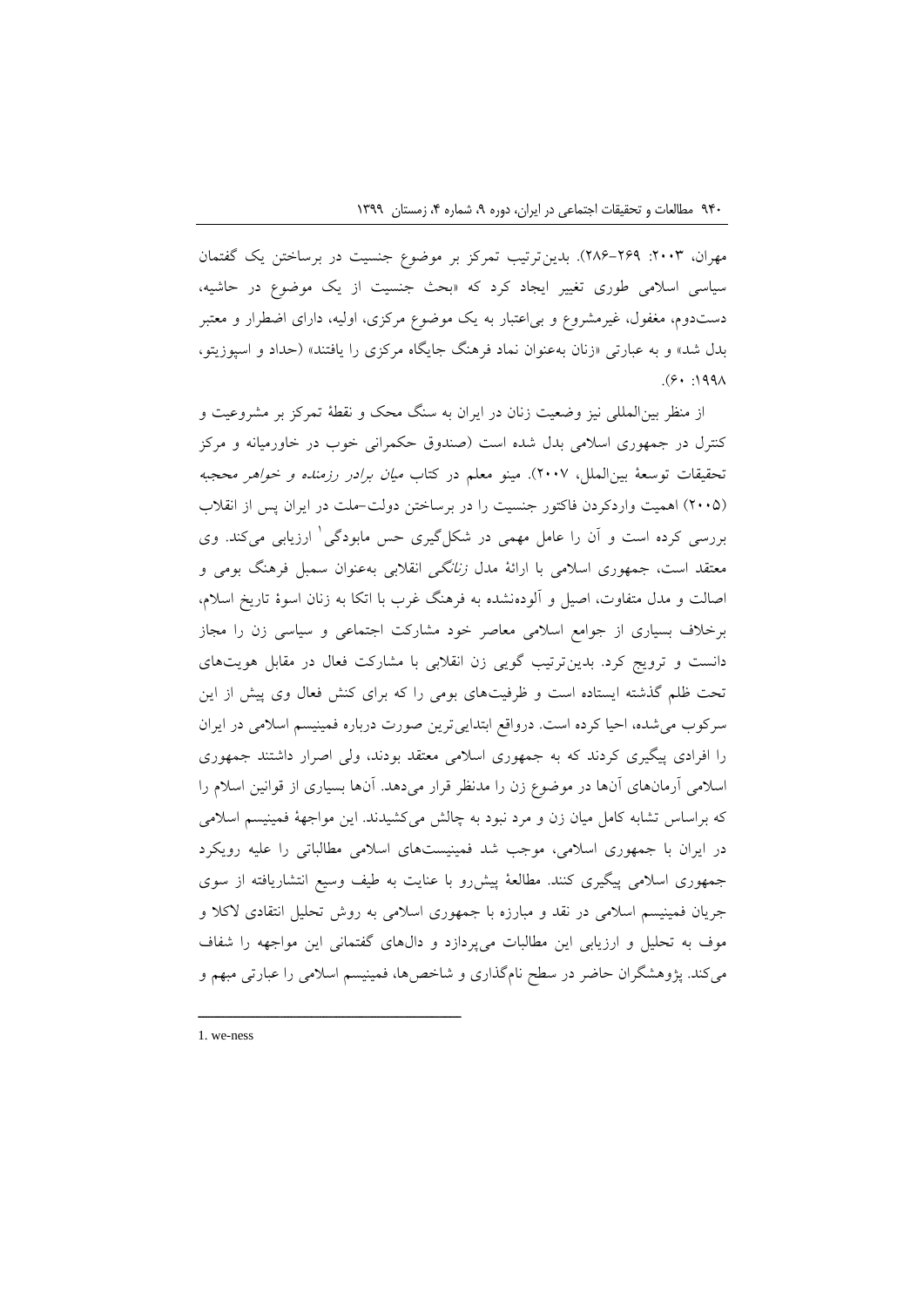مهران، ۲۰۰۳: ۲۶۹–۲۸۶). بدین‌ترتیب تمرکز بر موضوع جنسیت در برساختن یک گفتمان سیاسی اسلامی طوری تغییر ایجاد کرد که «بحث جنسیت از یک موضوع در حاشیه، دست‌دوم، مغفول، غیرمشروع و بی‌اعتبار به یک موضوع مرکزی، اولیه، دارای اضطرار و معتبر بدل شد» و به عبارتی «زنان به‌عنوان نماد فرهنگ جایگاه مرکزی را یافتند» (حداد و اسپوزیتو، ۱۹۹۸: ۶۰).

از منظر بین‌المللی نیز وضعیت زنان در ایران به سنگ محک و نقطهٔ تمرکز بر مشروعیت و کنترل در جمهوری اسلامی بدل شده است (صندوق حکمرانی خوب در خاورمیانه و مرکز تحقیقات توسعهٔ بین‌الملل، ۲۰۰۷). مینو معلم در کتاب *میان برادر رزمنده و خواهر محجبه* (۲۰۰۵) اهمیت واردکردن فاکتور جنسیت را در برساختن دولت–ملت در ایران پس از انقلاب بررسی کرده است و آن را عامل مهمی در شکل‌گیری حس مابودگی[1] ارزیابی می‌کند. وی معتقد است، جمهوری اسلامی با ارائهٔ مدل *زنانگی* انقلابی به‌عنوان سمبل فرهنگ بومی و اصالت و مدل متفاوت، اصیل و آلوده‌نشده به فرهنگ غرب با اتکا به زنان اسوهٔ تاریخ اسلام، برخلاف بسیاری از جوامع اسلامی معاصر خود مشارکت اجتماعی و سیاسی زن را مجاز دانست و ترویج کرد. بدین‌ترتیب گویی زن انقلابی با مشارکت فعال در مقابل هویت‌های تحت ظلم گذشته ایستاده است و ظرفیت‌های بومی را که برای کنش فعال وی پیش از این سرکوب می‌شده، احیا کرده است. درواقع ابتدایی‌ترین صورت درباره فمینیسم اسلامی در ایران را افرادی پیگیری کردند که به جمهوری اسلامی معتقد بودند، ولی اصرار داشتند جمهوری اسلامی آرمان‌های آن‌ها در موضوع زن را مدنظر قرار می‌دهد. آن‌ها بسیاری از قوانین اسلام را که براساس تشابه کامل میان زن و مرد نبود به چالش می‌کشیدند. این مواجههٔ فمینیسم اسلامی در ایران با جمهوری اسلامی، موجب شد فمینیست‌های اسلامی مطالباتی را علیه رویکرد جمهوری اسلامی پیگیری کنند. مطالعهٔ پیش‌رو با عنایت به طیف وسیع انتشاریافته از سوی جریان فمینیسم اسلامی در نقد و مبارزه با جمهوری اسلامی به روش تحلیل انتقادی لاکلا و موف به تحلیل و ارزیابی این مطالبات می‌پردازد و دال‌های گفتمانی این مواجهه را شفاف می‌کند. پژوهشگران حاضر در سطح نام‌گذاری و شاخص‌ها، فمینیسم اسلامی را عبارتی مبهم و

---

1. we-ness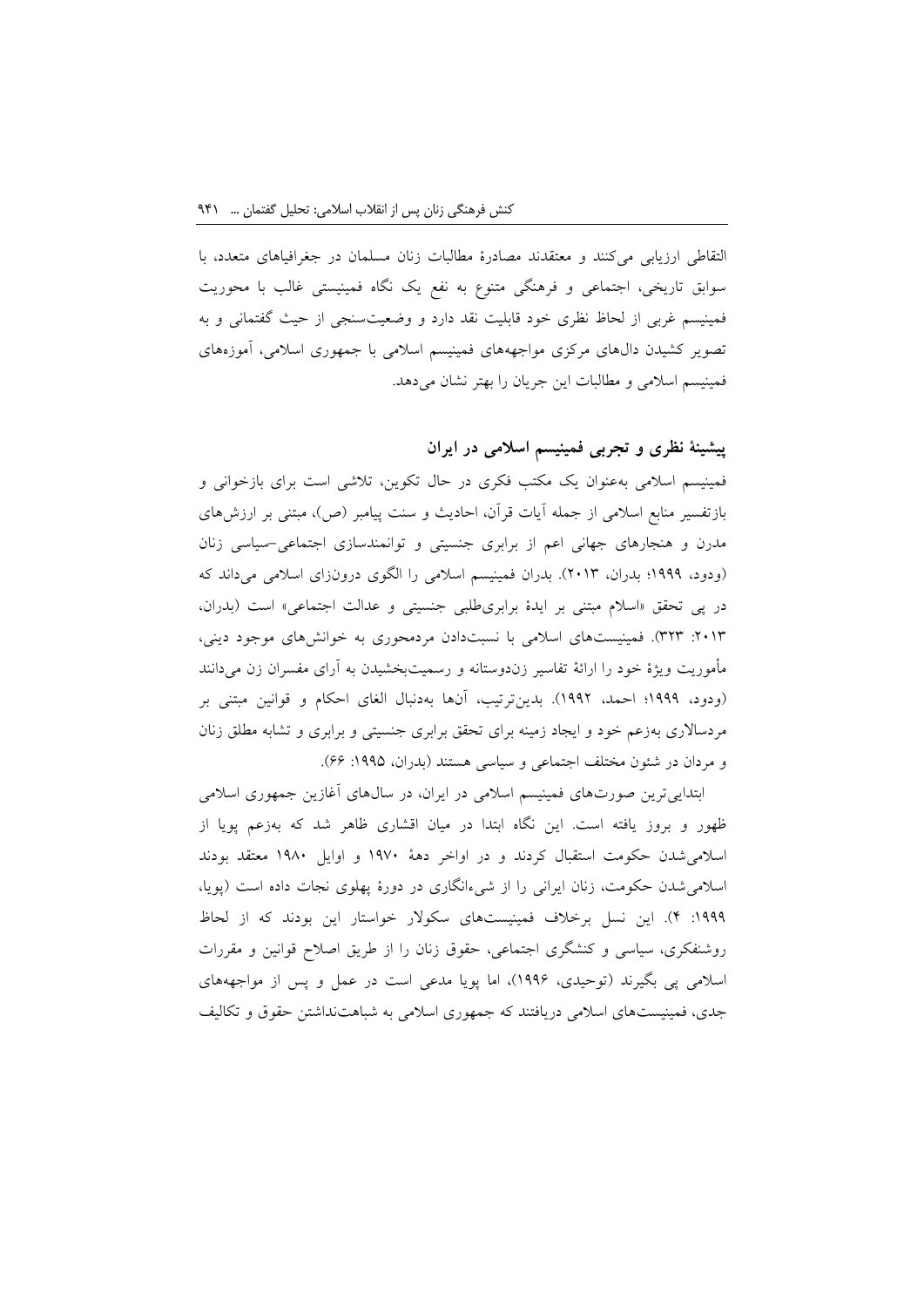التقاطی ارزیابی می‌کنند و معتقدند مصادرهٔ مطالبات زنان مسلمان در جغرافیاهای متعدد، با سوابق تاریخی، اجتماعی و فرهنگی متنوع به نفع یک نگاه فمینیستی غالب با محوریت فمینیسم غربی از لحاظ نظری خود قابلیت نقد دارد و وضعیت‌سنجی از حیث گفتمانی و به تصویر کشیدن دال‌های مرکزی مواجهه‌های فمینیسم اسلامی با جمهوری اسلامی، آموزه‌های فمینیسم اسلامی و مطالبات این جریان را بهتر نشان می‌دهد.

## پیشینهٔ نظری و تجربی فمینیسم اسلامی در ایران

فمینیسم اسلامی به‌عنوان یک مکتب فکری در حال تکوین، تلاشی است برای بازخوانی و بازتفسیر منابع اسلامی از جمله آیات قرآن، احادیث و سنت پیامبر (ص)، مبتنی بر ارزش‌های مدرن و هنجارهای جهانی اعم از برابری جنسیتی و توانمندسازی اجتماعی–سیاسی زنان (ودود، ۱۹۹۹؛ بدران، ۲۰۱۳). بدران فمینیسم اسلامی را الگوی درون‌زای اسلامی می‌داند که در پی تحقق «اسلام مبتنی بر ایدهٔ برابری‌طلبی جنسیتی و عدالت اجتماعی» است (بدران، ۲۰۱۳: ۳۲۳). فمینیست‌های اسلامی با نسبت‌دادن مردمحوری به خوانش‌های موجود دینی، مأموریت ویژهٔ خود را ارائهٔ تفاسیر زن‌دوستانه و رسمیت‌بخشیدن به آرای مفسران زن می‌دانند (ودود، ۱۹۹۹؛ احمد، ۱۹۹۲). بدین‌ترتیب، آن‌ها به‌دنبال الغای احکام و قوانین مبتنی بر مردسالاری به‌زعم خود و ایجاد زمینه برای تحقق برابری جنسیتی و برابری و تشابه مطلق زنان و مردان در شئون مختلف اجتماعی و سیاسی هستند (بدران، ۱۹۹۵: ۶۶).

ابتدایی‌ترین صورت‌های فمینیسم اسلامی در ایران، در سال‌های آغازین جمهوری اسلامی ظهور و بروز یافته است. این نگاه ابتدا در میان اقشاری ظاهر شد که به‌زعم پویا از اسلامی‌شدن حکومت استقبال کردند و در اواخر دههٔ ۱۹۷۰ و اوایل ۱۹۸۰ معتقد بودند اسلامی‌شدن حکومت، زنان ایرانی را از شیء‌انگاری در دورهٔ پهلوی نجات داده است (پویا، ۱۹۹۹: ۴). این نسل برخلاف فمینیست‌های سکولار خواستار این بودند که از لحاظ روشنفکری، سیاسی و کنشگری اجتماعی، حقوق زنان را از طریق اصلاح قوانین و مقررات اسلامی پی بگیرند (توحیدی، ۱۹۹۶)، اما پویا مدعی است در عمل و پس از مواجهه‌های جدی، فمینیست‌های اسلامی دریافتند که جمهوری اسلامی به شباهت‌نداشتن حقوق و تکالیف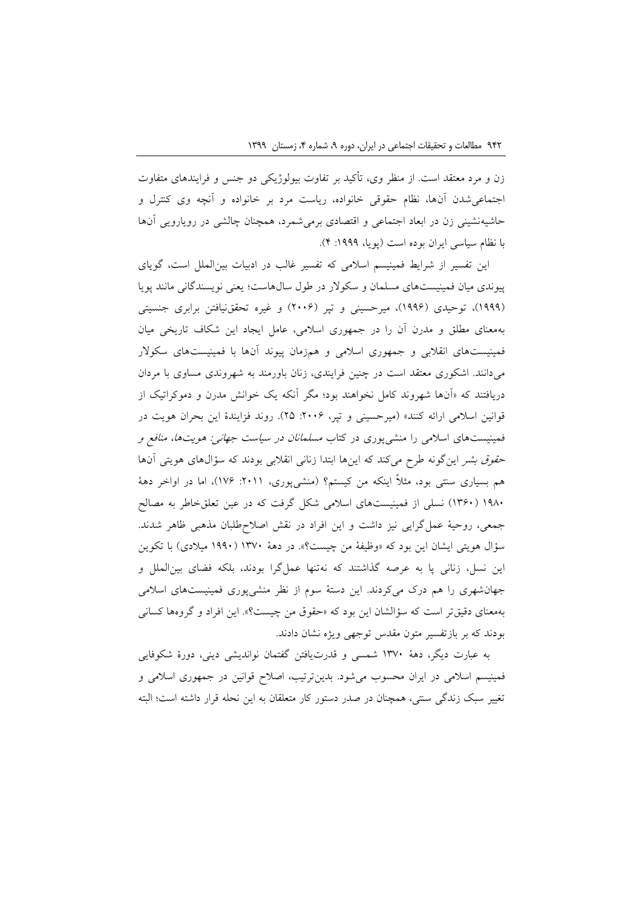زن و مرد معتقد است. از منظر وی، تأکید بر تفاوت بیولوژیکی دو جنس و فرایندهای متفاوت اجتماعی‌شدن آن‌ها، نظام حقوقی خانواده، ریاست مرد بر خانواده و آنچه وی کنترل و حاشیه‌نشینی زن در ابعاد اجتماعی و اقتصادی برمی‌شمرد، همچنان چالشی در رویارویی آن‌ها با نظام سیاسی ایران بوده است (پویا، ۱۹۹۹: ۴).

این تفسیر از شرایط فمینیسم اسلامی که تفسیر غالب در ادبیات بین‌الملل است، گویای پیوندی میان فمینیست‌های مسلمان و سکولار در طول سال‌هاست؛ یعنی نویسندگانی مانند پویا (۱۹۹۹)، توحیدی (۱۹۹۶)، میرحسینی و تپر (۲۰۰۶) و غیره تحقق‌نیافتن برابری جنسیتی به‌معنای مطلق و مدرن آن را در جمهوری اسلامی، عامل ایجاد این شکاف تاریخی میان فمینیست‌های انقلابی و جمهوری اسلامی و هم‌زمان پیوند آن‌ها با فمینیست‌های سکولار می‌دانند. اشکوری معتقد است در چنین فرایندی، زنان باورمند به شهروندی مساوی با مردان دریافتند که «آن‌ها شهروند کامل نخواهند بود؛ مگر آنکه یک خوانش مدرن و دموکراتیک از قوانین اسلامی ارائه کنند» (میرحسینی و تپر، ۲۰۰۶: ۲۵). روند فزایندهٔ این بحران هویت در فمینیست‌های اسلامی را منشی‌پوری در کتاب *مسلمانان در سیاست جهانی: هویت‌ها، منافع و حقوق بشر* این‌گونه طرح می‌کند که این‌ها ابتدا زنانی انقلابی بودند که سؤال‌های هویتی آن‌ها هم بسیاری سنتی بود، مثلاً اینکه من کیستم؟ (منشی‌پوری، ۲۰۱۱: ۱۷۶)، اما در اواخر دههٔ ۱۹۸۰ (۱۳۶۰) نسلی از فمینیست‌های اسلامی شکل گرفت که در عین تعلق‌خاطر به مصالح جمعی، روحیهٔ عمل‌گرایی نیز داشت و این افراد در نقش اصلاح‌طلبان مذهبی ظاهر شدند. سؤال هویتی ایشان این بود که «وظیفهٔ من چیست؟». در دههٔ ۱۳۷۰ (۱۹۹۰ میلادی) با تکوین این نسل، زنانی پا به عرصه گذاشتند که نه‌تنها عمل‌گرا بودند، بلکه فضای بین‌الملل و جهان‌شهری را هم درک می‌کردند. این دستهٔ سوم از نظر منشی‌پوری فمینیست‌های اسلامی به‌معنای دقیق‌تر است که سؤالشان این بود که «حقوق من چیست؟». این افراد و گروه‌ها کسانی بودند که بر بازتفسیر متون مقدس توجهی ویژه نشان دادند.

به عبارت دیگر، دههٔ ۱۳۷۰ شمسی و قدرت‌یافتن گفتمان نواندیشی دینی، دورهٔ شکوفایی فمینیسم اسلامی در ایران محسوب می‌شود. بدین‌ترتیب، اصلاح قوانین در جمهوری اسلامی و تغییر سبک زندگی سنتی، همچنان در صدر دستور کار متعلقان به این نحله قرار داشته است؛ البته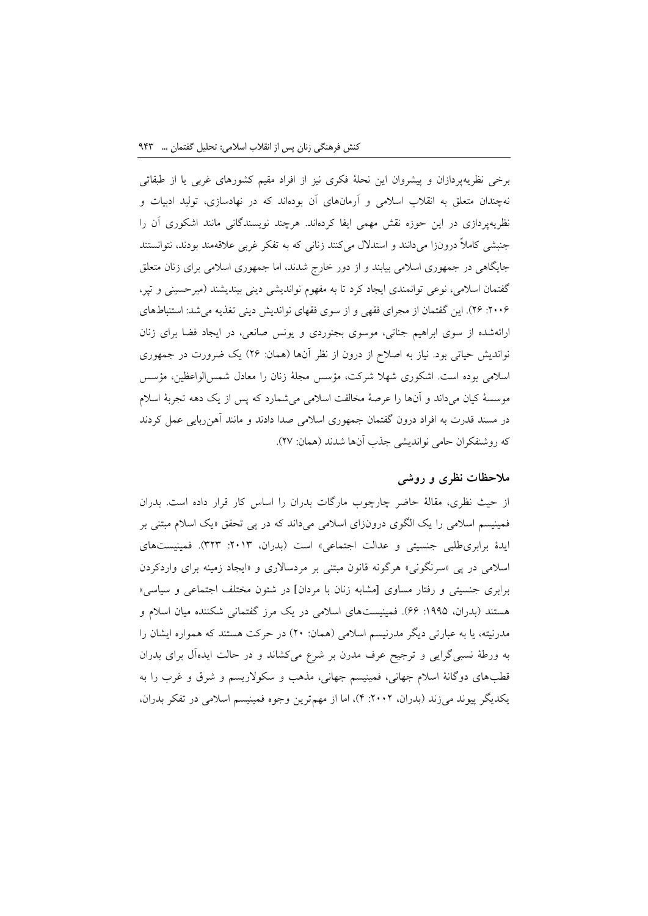برخی نظریه‌پردازان و پیشروان این نحلهٔ فکری نیز از افراد مقیم کشورهای غربی یا از طبقاتی نه‌چندان متعلق به انقلاب اسلامی و آرمان‌های آن بوده‌اند که در نهادسازی، تولید ادبیات و نظریه‌پردازی در این حوزه نقش مهمی ایفا کرده‌اند. هرچند نویسندگانی مانند اشکوری آن را جنبشی کاملاً درونزا می‌دانند و استدلال می‌کنند زنانی که به تفکر غربی علاقه‌مند بودند، نتوانستند جایگاهی در جمهوری اسلامی بیابند و از دور خارج شدند، اما جمهوری اسلامی برای زنان متعلق گفتمان اسلامی، نوعی توانمندی ایجاد کرد تا به مفهوم نواندیشی دینی بیندیشند (میرحسینی و تپر، ۲۰۰۶: ۲۶). این گفتمان از مجرای فقهی و از سوی فقهای نواندیش دینی تغذیه می‌شد: استنباط‌های ارائه‌شده از سوی ابراهیم جناتی، موسوی بجنوردی و یونس صانعی، در ایجاد فضا برای زنان نواندیش حیاتی بود. نیاز به اصلاح از درون از نظر آن‌ها (همان: ۲۶) یک ضرورت در جمهوری اسلامی بوده است. اشکوری شهلا شرکت، مؤسس مجلهٔ زنان را معادل شمس‌الواعظین، مؤسس موسسهٔ کیان می‌داند و آن‌ها را عرصهٔ مخالفت اسلامی می‌شمارد که پس از یک دهه تجربهٔ اسلام در مسند قدرت به افراد درون گفتمان جمهوری اسلامی صدا دادند و مانند آهن‌ربایی عمل کردند که روشنفکران حامی نواندیشی جذب آن‌ها شدند (همان: ۲۷).

## ملاحظات نظری و روشی

از حیث نظری، مقالهٔ حاضر چارچوب مارگات بدران را اساس کار قرار داده است. بدران فمینیسم اسلامی را یک الگوی درونزای اسلامی می‌داند که در پی تحقق «یک اسلام مبتنی بر ایدهٔ برابری‌طلبی جنسیتی و عدالت اجتماعی» است (بدران، ۲۰۱۳: ۳۲۳). فمینیست‌های اسلامی در پی «سرنگونی» هرگونه قانون مبتنی بر مردسالاری و «ایجاد زمینه برای واردکردن برابری جنسیتی و رفتار مساوی [مشابه زنان با مردان] در شئون مختلف اجتماعی و سیاسی» هستند (بدران، ۱۹۹۵: ۶۶). فمینیست‌های اسلامی در یک مرز گفتمانی شکننده میان اسلام و مدرنیته، یا به عبارتی دیگر مدرنیسم اسلامی (همان: ۲۰) در حرکت هستند که همواره ایشان را به ورطهٔ نسبی‌گرایی و ترجیح عرف مدرن بر شرع می‌کشاند و در حالت ایده‌آل برای بدران قطب‌های دوگانهٔ اسلام جهانی، فمینیسم جهانی، مذهب و سکولاریسم و شرق و غرب را به یکدیگر پیوند می‌زند (بدران، ۲۰۰۲: ۴)، اما از مهم‌ترین وجوه فمینیسم اسلامی در تفکر بدران،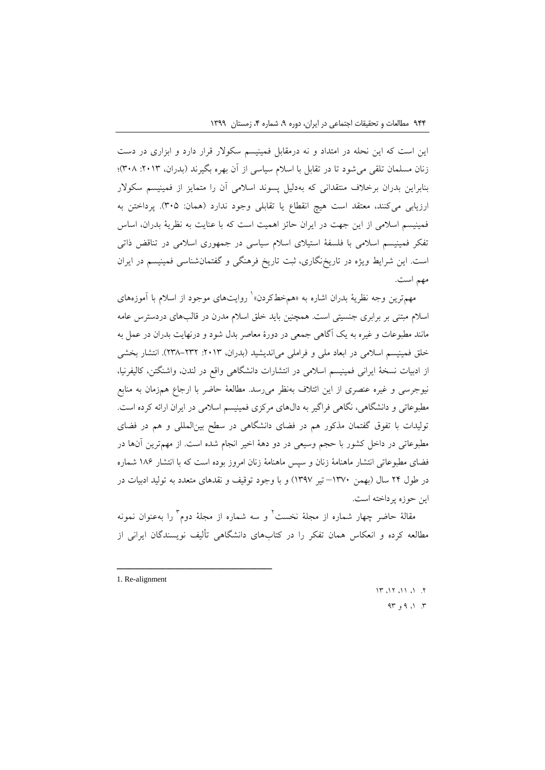این است که این نحله در امتداد و نه درمقابل فمینیسم سکولار قرار دارد و ابزاری در دست زنان مسلمان تلقی می‌شود تا در تقابل با اسلام سیاسی از آن بهره بگیرند (بدران، ۲۰۱۳: ۳۰۸)؛ بنابراین بدران برخلاف منتقدانی که به‌دلیل پسوند اسلامی آن را متمایز از فمینیسم سکولار ارزیابی می‌کنند، معتقد است هیچ انقطاع یا تقابلی وجود ندارد (همان: ۳۰۵). پرداختن به فمینیسم اسلامی از این جهت در ایران حائز اهمیت است که با عنایت به نظریهٔ بدران، اساس تفکر فمینیسم اسلامی با فلسفهٔ استیلای اسلام سیاسی در جمهوری اسلامی در تناقض ذاتی است. این شرایط ویژه در تاریخ‌نگاری، ثبت تاریخ فرهنگی و گفتمان‌شناسی فمینیسم در ایران مهم است.

مهم‌ترین وجه نظریهٔ بدران اشاره به «هم‌خط‌کردن»[1] روایت‌های موجود از اسلام با آموزه‌های اسلام مبتنی بر برابری جنسیتی است. همچنین باید خلق اسلام مدرن در قالب‌های دردسترس عامه مانند مطبوعات و غیره به یک آگاهی جمعی در دورهٔ معاصر بدل شود و درنهایت بدران در عمل به خلق فمینیسم اسلامی در ابعاد ملی و فراملی می‌اندیشید (بدران، ۲۰۱۳: ۲۳۲–۲۳۸). انتشار بخشی از ادبیات نسخهٔ ایرانی فمینیسم اسلامی در انتشارات دانشگاهی واقع در لندن، واشنگتن، کالیفرنیا، نیوجرسی و غیره عنصری از این ائتلاف به‌نظر می‌رسد. مطالعهٔ حاضر با ارجاع هم‌زمان به منابع مطبوعاتی و دانشگاهی، نگاهی فراگیر به دال‌های مرکزی فمینیسم اسلامی در ایران ارائه کرده است. تولیدات با تفوق گفتمان مذکور هم در فضای دانشگاهی در سطح بین‌المللی و هم در فضای مطبوعاتی در داخل کشور با حجم وسیعی در دو دههٔ اخیر انجام شده است. از مهم‌ترین آن‌ها در فضای مطبوعاتی انتشار ماهنامهٔ زنان و سپس ماهنامهٔ زنان امروز بوده است که با انتشار ۱۸۶ شماره در طول ۲۴ سال (بهمن ۱۳۷۰– تیر ۱۳۹۷) و با وجود توقیف و نقدهای متعدد به تولید ادبیات در این حوزه پرداخته است.

مقالهٔ حاضر چهار شماره از مجلهٔ نخست[2] و سه شماره از مجلهٔ دوم[3] را به‌عنوان نمونه مطالعه کرده و انعکاس همان تفکر را در کتاب‌های دانشگاهی تألیف نویسندگان ایرانی از

---

1. Re-alignment

۲. ۱، ۱۱، ۱۲، ۱۳

۳. ۱، ۹ و ۹۳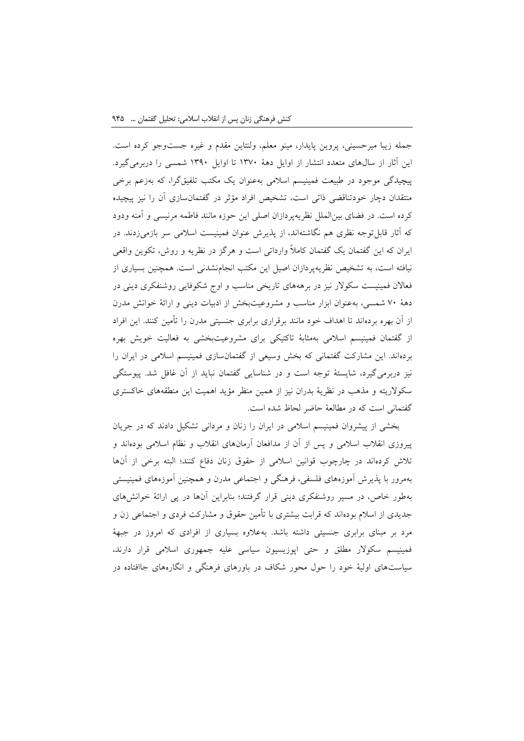جمله زیبا میرحسینی، پروین پایدار، مینو معلم، ولنتاین مقدم و غیره جست‌وجو کرده است. این آثار از سال‌های متعدد انتشار از اوایل دهۀ ۱۳۷۰ تا اوایل ۱۳۹۰ شمسی را دربرمی‌گیرد. پیچیدگی موجود در طبیعت فمینیسم اسلامی به‌عنوان یک مکتب تلفیق‌گرا، که به‌زعم برخی منتقدان دچار خودتناقضی ذاتی است، تشخیص افراد مؤثر در گفتمان‌سازی آن را نیز پیچیده کرده است. در فضای بین‌الملل نظریه‌پردازان اصلی این حوزه مانند فاطمه مرنیسی و آمنه ودود که آثار قابل‌توجه نظری هم نگاشته‌اند، از پذیرش عنوان فمینیست اسلامی سر بازمی‌زدند. در ایران که این گفتمان یک گفتمان کاملاً وارداتی است و هرگز در نظریه و روش، تکوین واقعی نیافته است، به تشخیص نظریه‌پردازان اصیل این مکتب انجام‌نشدنی است. همچنین بسیاری از فعالان فمینیست سکولار نیز در برهه‌های تاریخی مناسب و اوج شکوفایی روشنفکری دینی در دهۀ ۷۰ شمسی، به‌عنوان ابزار مناسب و مشروعیت‌بخش از ادبیات دینی و ارائۀ خوانش مدرن از آن بهره برده‌اند تا اهداف خود مانند برقراری برابری جنسیتی مدرن را تأمین کنند. این افراد از گفتمان فمینیسم اسلامی به‌مثابۀ تاکتیکی برای مشروعیت‌بخشی به فعالیت خویش بهره برده‌اند. این مشارکت گفتمانی که بخش وسیعی از گفتمان‌سازی فمینیسم اسلامی در ایران را نیز دربرمی‌گیرد، شایستۀ توجه است و در شناسایی گفتمان نباید از آن غافل شد. پیوستگی سکولاریته و مذهب در نظریۀ بدران نیز از همین منظر مؤید اهمیت این منطقه‌های خاکستری گفتمانی است که در مطالعۀ حاضر لحاظ شده است.

بخشی از پیشروان فمینیسم اسلامی در ایران را زنان و مردانی تشکیل دادند که در جریان پیروزی انقلاب اسلامی و پس از آن از مدافعان آرمان‌های انقلاب و نظام اسلامی بوده‌اند و تلاش کرده‌اند در چارچوب قوانین اسلامی از حقوق زنان دفاع کنند؛ البته برخی از آن‌ها به‌مرور با پذیرش آموزه‌های فلسفی، فرهنگی و اجتماعی مدرن و همچنین آموزه‌های فمینیستی به‌طور خاص، در مسیر روشنفکری دینی قرار گرفتند؛ بنابراین آن‌ها در پی ارائۀ خوانش‌های جدیدی از اسلام بوده‌اند که قرابت بیشتری با تأمین حقوق و مشارکت فردی و اجتماعی زن و مرد بر مبنای برابری جنسیتی داشته باشد. به‌علاوه بسیاری از افرادی که امروز در جبهۀ فمینیسم سکولار مطلق و حتی اپوزیسیون سیاسی علیه جمهوری اسلامی قرار دارند، سیاست‌های اولیۀ خود را حول محور شکاف در باورهای فرهنگی و انگاره‌های جاافتاده در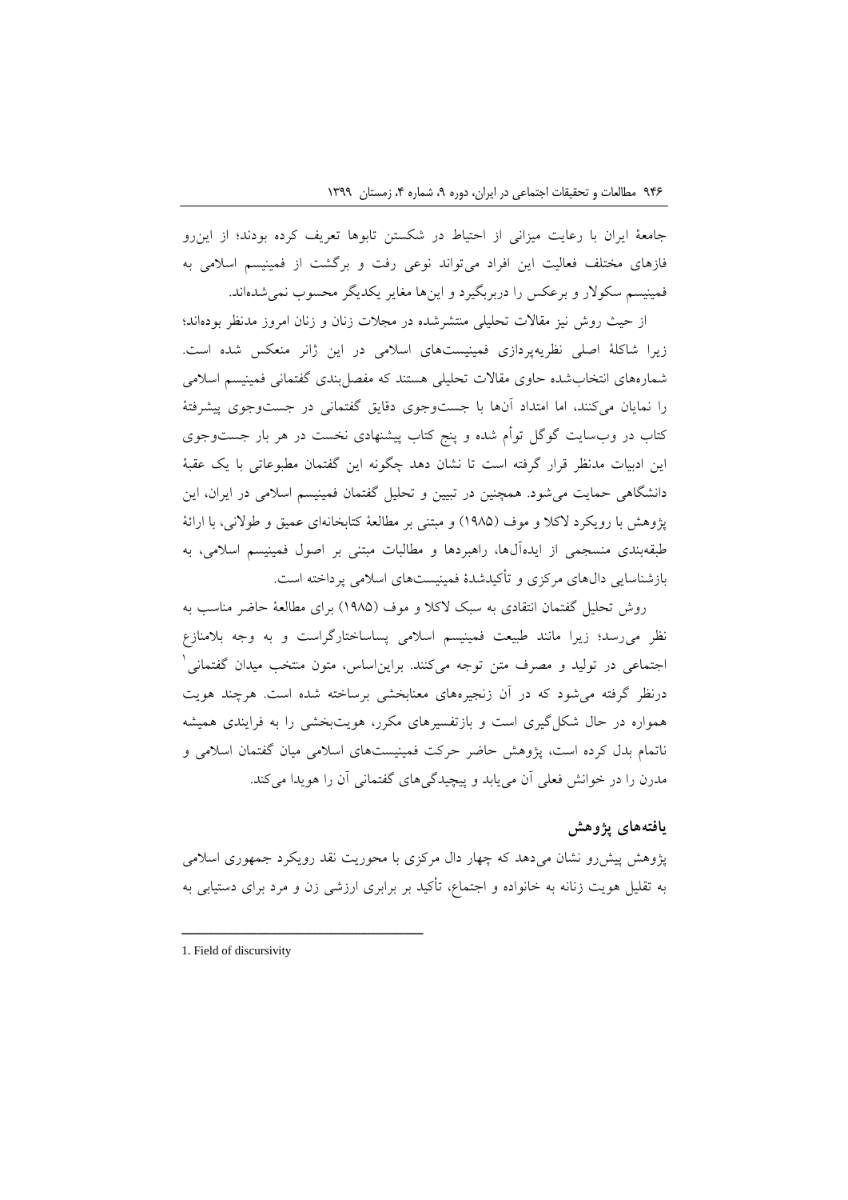جامعهٔ ایران با رعایت میزانی از احتیاط در شکستن تابوها تعریف کرده بودند؛ از این‌رو فازهای مختلف فعالیت این افراد می‌تواند نوعی رفت و برگشت از فمینیسم اسلامی به فمینیسم سکولار و برعکس را دربربگیرد و این‌ها مغایر یکدیگر محسوب نمی‌شده‌اند.

از حیث روش نیز مقالات تحلیلی منتشرشده در مجلات زنان و زنان امروز مدنظر بوده‌اند؛ زیرا شاکلهٔ اصلی نظریه‌پردازی فمینیست‌های اسلامی در این ژانر منعکس شده است. شماره‌های انتخاب‌شده حاوی مقالات تحلیلی هستند که مفصل‌بندی گفتمانی فمینیسم اسلامی را نمایان می‌کنند، اما امتداد آن‌ها با جست‌وجوی دقایق گفتمانی در جست‌وجوی پیشرفتهٔ کتاب در وب‌سایت گوگل توأم شده و پنج کتاب پیشنهادی نخست در هر بار جست‌وجوی این ادبیات مدنظر قرار گرفته است تا نشان دهد چگونه این گفتمان مطبوعاتی با یک عقبهٔ دانشگاهی حمایت می‌شود. همچنین در تبیین و تحلیل گفتمان فمینیسم اسلامی در ایران، این پژوهش با رویکرد لاکلا و موف (۱۹۸۵) و مبتنی بر مطالعهٔ کتابخانه‌ای عمیق و طولانی، با ارائهٔ طبقه‌بندی منسجمی از ایده‌آل‌ها، راهبردها و مطالبات مبتنی بر اصول فمینیسم اسلامی، به بازشناسایی دال‌های مرکزی و تأکیدشدهٔ فمینیست‌های اسلامی پرداخته است.

روش تحلیل گفتمان انتقادی به سبک لاکلا و موف (۱۹۸۵) برای مطالعهٔ حاضر مناسب به نظر می‌رسد؛ زیرا مانند طبیعت فمینیسم اسلامی پساساختارگراست و به وجه بلامنازع اجتماعی در تولید و مصرف متن توجه می‌کنند. براین‌اساس، متون منتخب میدان گفتمانی[1] درنظر گرفته می‌شود که در آن زنجیره‌های معنابخشی برساخته شده است. هرچند هویت همواره در حال شکل‌گیری است و بازتفسیرهای مکرر، هویت‌بخشی را به فرایندی همیشه ناتمام بدل کرده است، پژوهش حاضر حرکت فمینیست‌های اسلامی میان گفتمان اسلامی و مدرن را در خوانش فعلی آن می‌یابد و پیچیدگی‌های گفتمانی آن را هویدا می‌کند.

## یافته‌های پژوهش

پژوهش پیش‌رو نشان می‌دهد که چهار دال مرکزی با محوریت نقد رویکرد جمهوری اسلامی به تقلیل هویت زنانه به خانواده و اجتماع، تأکید بر برابری ارزشی زن و مرد برای دستیابی به

---

1. Field of discursivity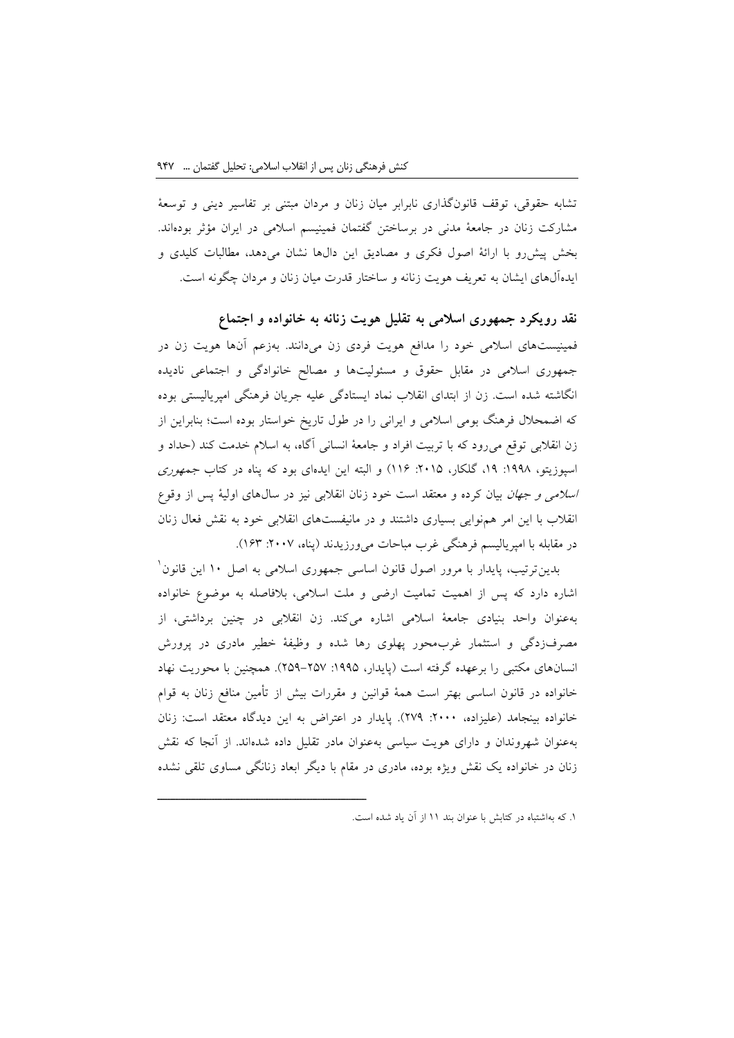تشابه حقوقی، توقف قانون‌گذاری نابرابر میان زنان و مردان مبتنی بر تفاسیر دینی و توسعهٔ مشارکت زنان در جامعهٔ مدنی در برساختن گفتمان فمینیسم اسلامی در ایران مؤثر بوده‌اند. بخش پیش‌رو با ارائهٔ اصول فکری و مصادیق این دال‌ها نشان می‌دهد، مطالبات کلیدی و ایده‌آل‌های ایشان به تعریف هویت زنانه و ساختار قدرت میان زنان و مردان چگونه است.

## نقد رویکرد جمهوری اسلامی به تقلیل هویت زنانه به خانواده و اجتماع

فمینیست‌های اسلامی خود را مدافع هویت فردی زن می‌دانند. به‌زعم آن‌ها هویت زن در جمهوری اسلامی در مقابل حقوق و مسئولیت‌ها و مصالح خانوادگی و اجتماعی نادیده انگاشته شده است. زن از ابتدای انقلاب نماد ایستادگی علیه جریان فرهنگی امپریالیستی بوده که اضمحلال فرهنگ بومی اسلامی و ایرانی را در طول تاریخ خواستار بوده است؛ بنابراین از زن انقلابی توقع می‌رود که با تربیت افراد و جامعهٔ انسانی آگاه، به اسلام خدمت کند (حداد و اسپوزیتو، ۱۹۹۸: ۱۹، گلکار، ۲۰۱۵: ۱۱۶) و البته این ایده‌ای بود که پناه در کتاب *جمهوری اسلامی و جهان* بیان کرده و معتقد است خود زنان انقلابی نیز در سال‌های اولیهٔ پس از وقوع انقلاب با این امر هم‌نوایی بسیاری داشتند و در مانیفست‌های انقلابی خود به نقش فعال زنان در مقابله با امپریالیسم فرهنگی غرب مباحات می‌ورزیدند (پناه، ۲۰۰۷: ۱۶۳).

بدین‌ترتیب، پایدار با مرور اصول قانون اساسی جمهوری اسلامی به اصل ۱۰ این قانون[1] اشاره دارد که پس از اهمیت تمامیت ارضی و ملت اسلامی، بلافاصله به موضوع خانواده به‌عنوان واحد بنیادی جامعهٔ اسلامی اشاره می‌کند. زن انقلابی در چنین برداشتی، از مصرف‌زدگی و استثمار غرب‌محور پهلوی رها شده و وظیفهٔ خطیر مادری در پرورش انسان‌های مکتبی را برعهده گرفته است (پایدار، ۱۹۹۵: ۲۵۷-۲۵۹). همچنین با محوریت نهاد خانواده در قانون اساسی بهتر است همهٔ قوانین و مقررات بیش از تأمین منافع زنان به قوام خانواده بینجامد (علیزاده، ۲۰۰۰: ۲۷۹). پایدار در اعتراض به این دیدگاه معتقد است: زنان به‌عنوان شهروندان و دارای هویت سیاسی به‌عنوان مادر تقلیل داده شده‌اند. از آنجا که نقش زنان در خانواده یک نقش ویژه بوده، مادری در مقام با دیگر ابعاد زنانگی مساوی تلقی نشده

---

[1] که به‌اشتباه در کتابش با عنوان بند ۱۱ از آن یاد شده است.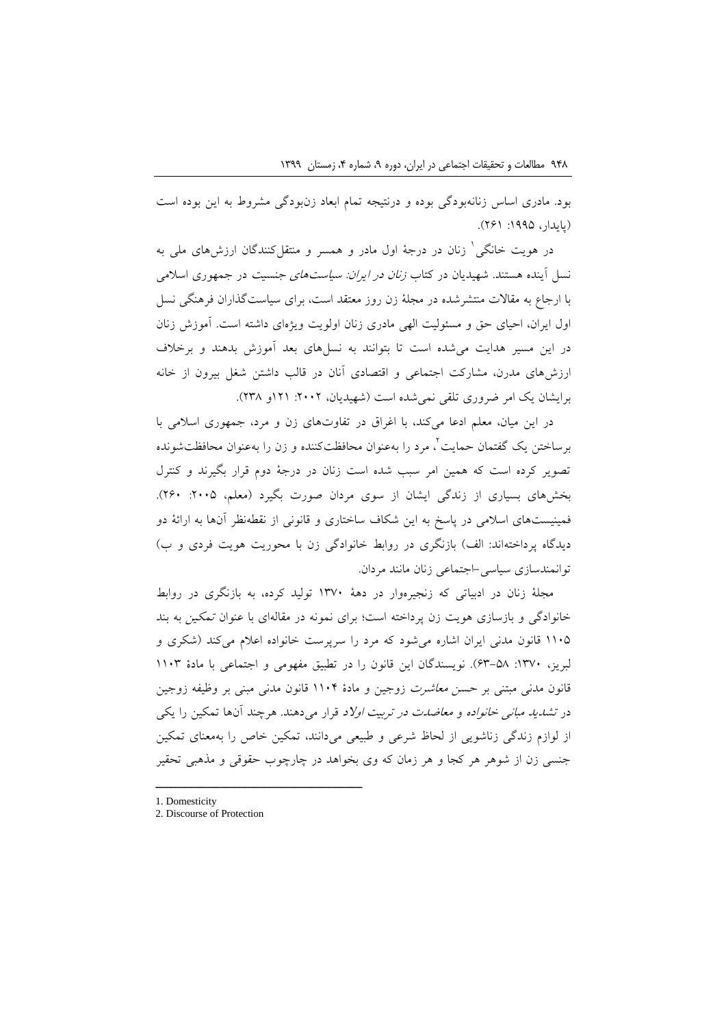بود. مادری اساس زنانه‌بودگی بوده و درنتیجه تمام ابعاد زن‌بودگی مشروط به این بوده است (پایدار، ۱۹۹۵: ۲۶۱).

در هویت خانگی[1] زنان در درجهٔ اول مادر و همسر و منتقل‌کنندگان ارزش‌های ملی به نسل آینده هستند. شهیدیان در کتاب *زنان در ایران: سیاست‌های* جنسیت در جمهوری اسلامی با ارجاع به مقالات منتشرشده در مجلهٔ زن روز معتقد است، برای سیاست‌گذاران فرهنگی نسل اول ایران، احیای حق و مسئولیت الهی مادری زنان اولویت ویژه‌ای داشته است. آموزش زنان در این مسیر هدایت می‌شده است تا بتوانند به نسل‌های بعد آموزش بدهند و برخلاف ارزش‌های مدرن، مشارکت اجتماعی و اقتصادی آنان در قالب داشتن شغل بیرون از خانه برایشان یک امر ضروری تلقی نمی‌شده است (شهیدیان، ۲۰۰۲: ۱۲۱و ۲۳۸).

در این میان، معلم ادعا می‌کند، با اغراق در تفاوت‌های زن و مرد، جمهوری اسلامی با برساختن یک گفتمان حمایت[2]، مرد را به‌عنوان محافظت‌کننده و زن را به‌عنوان محافظت‌شونده تصویر کرده است که همین امر سبب شده است زنان در درجهٔ دوم قرار بگیرند و کنترل بخش‌های بسیاری از زندگی ایشان از سوی مردان صورت بگیرد (معلم، ۲۰۰۵: ۲۶۰). فمینیست‌های اسلامی در پاسخ به این شکاف ساختاری و قانونی از نقطه‌نظر آن‌ها به ارائهٔ دو دیدگاه پرداخته‌اند: الف) بازنگری در روابط خانوادگی زن با محوریت هویت فردی و ب) توانمندسازی سیاسی–اجتماعی زنان مانند مردان.

مجلهٔ زنان در ادبیاتی که زنجیره‌وار در دههٔ ۱۳۷۰ تولید کرده، به بازنگری در روابط خانوادگی و بازسازی هویت زن پرداخته است؛ برای نمونه در مقاله‌ای با عنوان *تمکین* به بند ۱۱۰۵ قانون مدنی ایران اشاره می‌شود که مرد را سرپرست خانواده اعلام می‌کند (شکری و لبریز، ۱۳۷۰: ۵۸–۶۳). نویسندگان این قانون را در تطبیق مفهومی و اجتماعی با مادهٔ ۱۱۰۳ قانون مدنی مبتنی بر *حسن معاشرت* زوجین و مادهٔ ۱۱۰۴ قانون مدنی مبنی بر وظیفه زوجین در *تشدید مبانی خانواده* و *معاضدت در تربیت اولاد* قرار می‌دهند. هرچند آن‌ها تمکین را یکی از لوازم زندگی زناشویی از لحاظ شرعی و طبیعی می‌دانند، تمکین خاص را به‌معنای تمکین جنسی زن از شوهر هر کجا و هر زمان که وی بخواهد در چارچوب حقوقی و مذهبی تحقیر

---

1. Domesticity
2. Discourse of Protection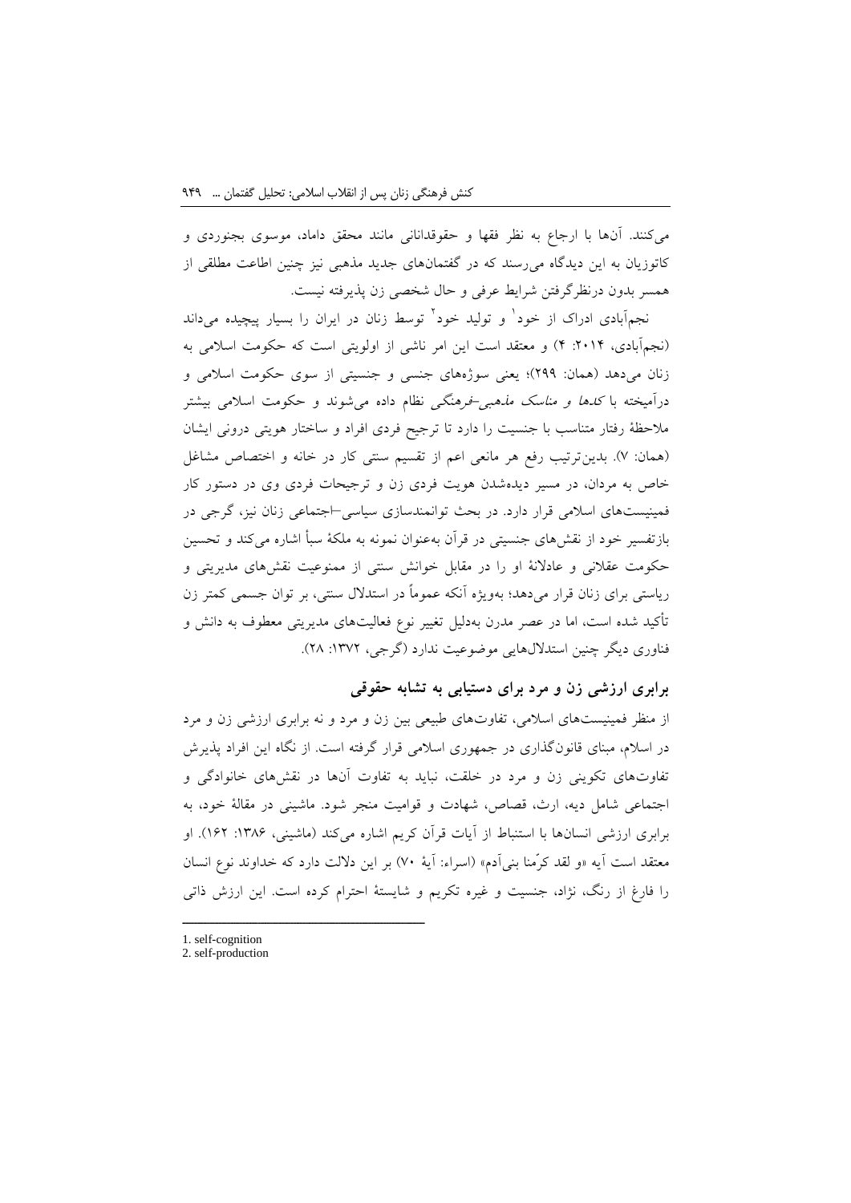می‌کنند. آن‌ها با ارجاع به نظر فقها و حقوقدانانی مانند محقق داماد، موسوی بجنوردی و کاتوزیان به این دیدگاه می‌رسند که در گفتمان‌های جدید مذهبی نیز چنین اطاعت مطلقی از همسر بدون درنظرگرفتن شرایط عرفی و حال شخصی زن پذیرفته نیست.

نجم‌آبادی ادراک از خود[1] و تولید خود[2] توسط زنان در ایران را بسیار پیچیده می‌داند (نجم‌آبادی، ۲۰۱۴: ۴) و معتقد است این امر ناشی از اولویتی است که حکومت اسلامی به زنان می‌دهد (همان: ۲۹۹)؛ یعنی سوژه‌های جنسی و جنسیتی از سوی حکومت اسلامی و درآمیخته با *کدها و مناسک مذهبی-فرهنگی* نظام داده می‌شوند و حکومت اسلامی بیشتر ملاحظهٔ رفتار متناسب با جنسیت را دارد تا ترجیح فردی افراد و ساختار هویتی درونی ایشان (همان: ۷). بدین‌ترتیب رفع هر مانعی اعم از تقسیم سنتی کار در خانه و اختصاص مشاغل خاص به مردان، در مسیر دیده‌شدن هویت فردی زن و ترجیحات فردی وی در دستور کار فمینیست‌های اسلامی قرار دارد. در بحث توانمندسازی سیاسی-اجتماعی زنان نیز، گرجی در بازتفسیر خود از نقش‌های جنسیتی در قرآن به‌عنوان نمونه به ملکهٔ سبأ اشاره می‌کند و تحسین حکومت عقلانی و عادلانهٔ او را در مقابل خوانش سنتی از ممنوعیت نقش‌های مدیریتی و ریاستی برای زنان قرار می‌دهد؛ به‌ویژه آنکه عموماً در استدلال سنتی، بر توان جسمی کمتر زن تأکید شده است، اما در عصر مدرن به‌دلیل تغییر نوع فعالیت‌های مدیریتی معطوف به دانش و فناوری دیگر چنین استدلال‌هایی موضوعیت ندارد (گرجی، ۱۳۷۲: ۲۸).

## برابری ارزشی زن و مرد برای دستیابی به تشابه حقوقی

از منظر فمینیست‌های اسلامی، تفاوت‌های طبیعی بین زن و مرد و نه برابری ارزشی زن و مرد در اسلام، مبنای قانون‌گذاری در جمهوری اسلامی قرار گرفته است. از نگاه این افراد پذیرش تفاوت‌های تکوینی زن و مرد در خلقت، نباید به تفاوت آن‌ها در نقش‌های خانوادگی و اجتماعی شامل دیه، ارث، قصاص، شهادت و قوامیت منجر شود. ماشینی در مقالهٔ خود، به برابری ارزشی انسان‌ها با استنباط از آیات قرآن کریم اشاره می‌کند (ماشینی، ۱۳۸۶: ۱۶۲). او معتقد است آیه «و لقد کرّمنا بنی‌آدم» (اسراء: آیهٔ ۷۰) بر این دلالت دارد که خداوند نوع انسان را فارغ از رنگ، نژاد، جنسیت و غیره تکریم و شایستهٔ احترام کرده است. این ارزش ذاتی

---

1. self-cognition
2. self-production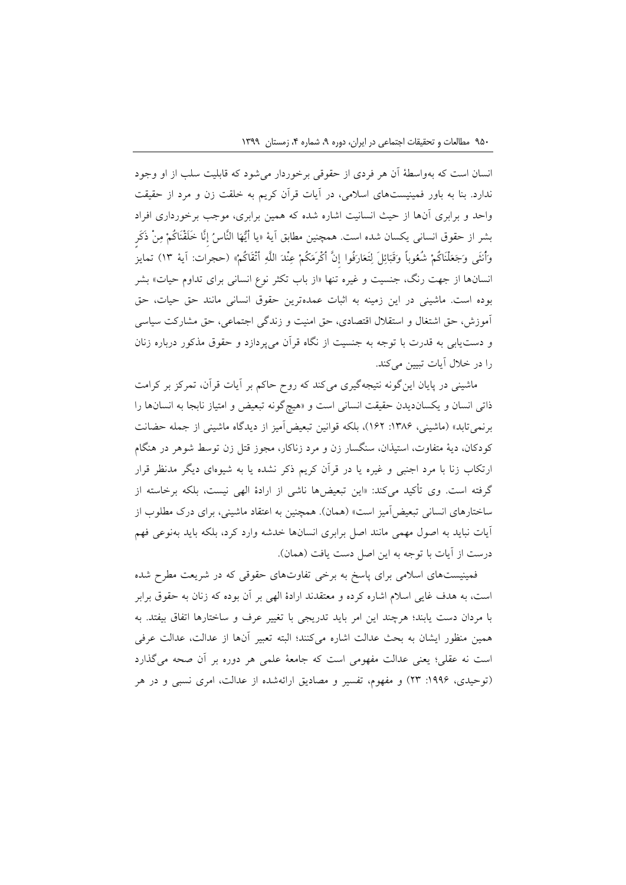انسان است که به‌واسطهٔ آن هر فردی از حقوقی برخوردار می‌شود که قابلیت سلب از او وجود ندارد. بنا به باور فمینیست‌های اسلامی، در آیات قرآن کریم به خلقت زن و مرد از حقیقت واحد و برابری آن‌ها از حیث انسانیت اشاره شده که همین برابری، موجب برخورداری افراد بشر از حقوق انسانی یکسان شده است. همچنین مطابق آیهٔ «یا أَیُّهَا النَّاسُ إِنَّا خَلَقْنَاکُمْ مِنْ ذَکَرٍ وَأُنْثَى وَجَعَلْنَاکُمْ شُعُوباً وَقَبَائِلَ لِتَعَارَفُوا إِنَّ أَکْرَمَکُمْ عِنْدَ اللَّهِ أَتْقَاکُمْ» (حجرات: آیهٔ ۱۳) تمایز انسان‌ها از جهت رنگ، جنسیت و غیره تنها «از باب تکثر نوع انسانی برای تداوم حیات» بشر بوده است. ماشینی در این زمینه به اثبات عمده‌ترین حقوق انسانی مانند حق حیات، حق آموزش، حق اشتغال و استقلال اقتصادی، حق امنیت و زندگی اجتماعی، حق مشارکت سیاسی و دست‌یابی به قدرت با توجه به جنسیت از نگاه قرآن می‌پردازد و حقوق مذکور درباره زنان را در خلال آیات تبیین می‌کند.

ماشینی در پایان این‌گونه نتیجه‌گیری می‌کند که روح حاکم بر آیات قرآن، تمرکز بر کرامت ذاتی انسان و یکسان‌دیدن حقیقت انسانی است و «هیچ‌گونه تبعیض و امتیاز نابجا به انسان‌ها را برنمی‌تابد» (ماشینی، ۱۳۸۶: ۱۶۲)، بلکه قوانین تبعیض‌آمیز از دیدگاه ماشینی از جمله حضانت کودکان، دیهٔ متفاوت، استیذان، سنگسار زن و مرد زناکار، مجوز قتل زن توسط شوهر در هنگام ارتکاب زنا با مرد اجنبی و غیره یا در قرآن کریم ذکر نشده یا به شیوه‌ای دیگر مدنظر قرار گرفته است. وی تأکید می‌کند: «این تبعیض‌ها ناشی از ارادهٔ الهی نیست، بلکه برخاسته از ساختارهای انسانی تبعیض‌آمیز است» (همان). همچنین به اعتقاد ماشینی، برای درک مطلوب از آیات نباید به اصول مهمی مانند اصل برابری انسان‌ها خدشه وارد کرد، بلکه باید به‌نوعی فهم درست از آیات با توجه به این اصل دست یافت (همان).

فمینیست‌های اسلامی برای پاسخ به برخی تفاوت‌های حقوقی که در شریعت مطرح شده است، به هدف غایی اسلام اشاره کرده و معتقدند ارادهٔ الهی بر آن بوده که زنان به حقوق برابر با مردان دست یابند؛ هرچند این امر باید تدریجی با تغییر عرف و ساختارها اتفاق بیفتد. به همین منظور ایشان به بحث عدالت اشاره می‌کنند؛ البته تعبیر آن‌ها از عدالت، عدالت عرفی است نه عقلی؛ یعنی عدالت مفهومی است که جامعهٔ علمی هر دوره بر آن صحه می‌گذارد (توحیدی، ۱۹۹۶: ۲۳) و مفهوم، تفسیر و مصادیق ارائه‌شده از عدالت، امری نسبی و در هر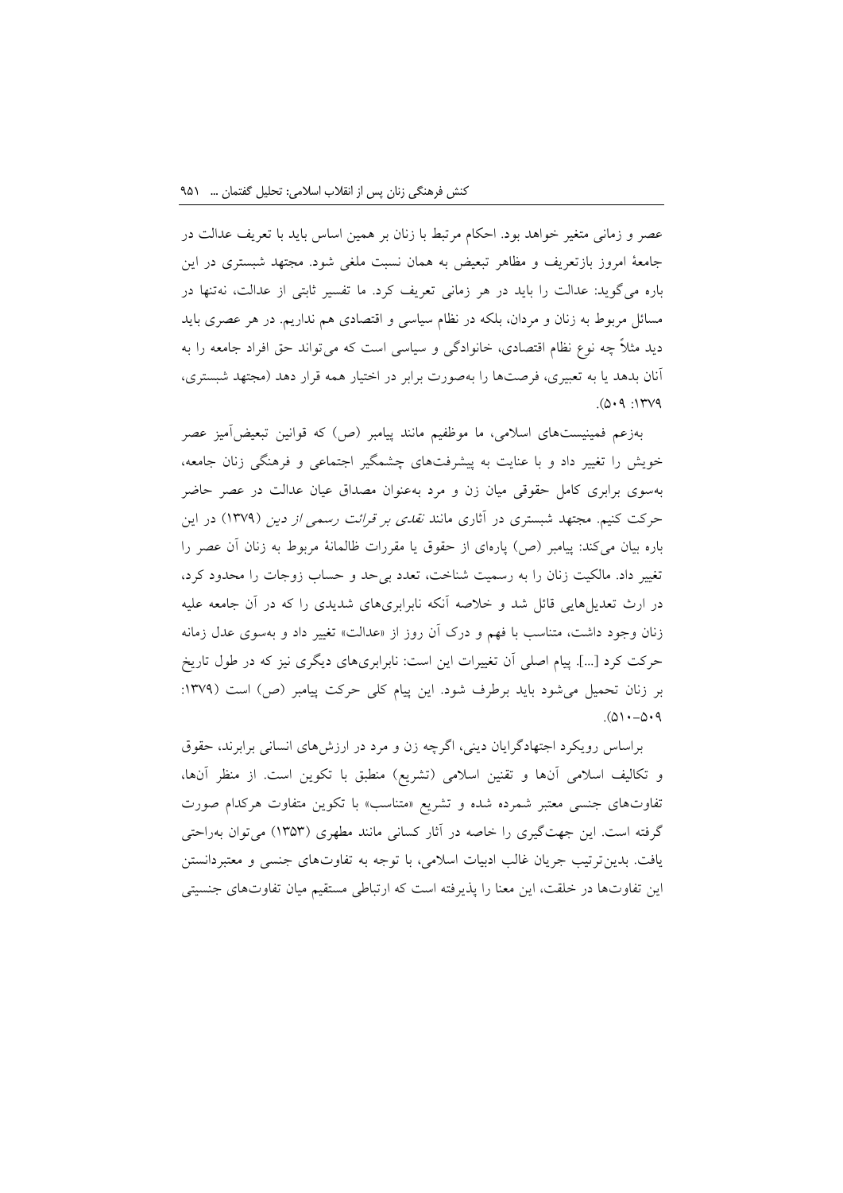عصر و زمانی متغیر خواهد بود. احکام مرتبط با زنان بر همین اساس باید با تعریف عدالت در جامعهٔ امروز بازتعریف و مظاهر تبعیض به همان نسبت ملغی شود. مجتهد شبستری در این باره می‌گوید: عدالت را باید در هر زمانی تعریف کرد. ما تفسیر ثابتی از عدالت، نه‌تنها در مسائل مربوط به زنان و مردان، بلکه در نظام سیاسی و اقتصادی هم نداریم. در هر عصری باید دید مثلاً چه نوع نظام اقتصادی، خانوادگی و سیاسی است که می‌تواند حق افراد جامعه را به آنان بدهد یا به تعبیری، فرصت‌ها را به‌صورت برابر در اختیار همه قرار دهد (مجتهد شبستری، ۱۳۷۹: ۵۰۹).

به‌زعم فمینیست‌های اسلامی، ما موظفیم مانند پیامبر (ص) که قوانین تبعیض‌آمیز عصر خویش را تغییر داد و با عنایت به پیشرفت‌های چشمگیر اجتماعی و فرهنگی زنان جامعه، به‌سوی برابری کامل حقوقی میان زن و مرد به‌عنوان مصداق عیان عدالت در عصر حاضر حرکت کنیم. مجتهد شبستری در آثاری مانند *نقدی بر قرائت رسمی از دین* (۱۳۷۹) در این باره بیان می‌کند: پیامبر (ص) پاره‌ای از حقوق یا مقررات ظالمانهٔ مربوط به زنان آن عصر را تغییر داد. مالکیت زنان را به رسمیت شناخت، تعدد بی‌حد و حساب زوجات را محدود کرد، در ارث تعدیل‌هایی قائل شد و خلاصه آنکه نابرابری‌های شدیدی را که در آن جامعه علیه زنان وجود داشت، متناسب با فهم و درک آن روز از «عدالت» تغییر داد و به‌سوی عدل زمانه حرکت کرد [...]. پیام اصلی آن تغییرات این است: نابرابری‌های دیگری نیز که در طول تاریخ بر زنان تحمیل می‌شود باید برطرف شود. این پیام کلی حرکت پیامبر (ص) است (۱۳۷۹: ۵۰۹-۵۱۰).

براساس رویکرد اجتهادگرایان دینی، اگرچه زن و مرد در ارزش‌های انسانی برابرند، حقوق و تکالیف اسلامی آن‌ها و تقنین اسلامی (تشریع) منطبق با تکوین است. از منظر آن‌ها، تفاوت‌های جنسی معتبر شمرده شده و تشریع «متناسب» با تکوین متفاوت هرکدام صورت گرفته است. این جهت‌گیری را به خاصه در آثار کسانی مانند مطهری (۱۳۵۳) می‌توان به‌راحتی یافت. بدین‌ترتیب جریان غالب ادبیات اسلامی، با توجه به تفاوت‌های جنسی و معتبردانستن این تفاوت‌ها در خلقت، این معنا را پذیرفته است که ارتباطی مستقیم میان تفاوت‌های جنسیتی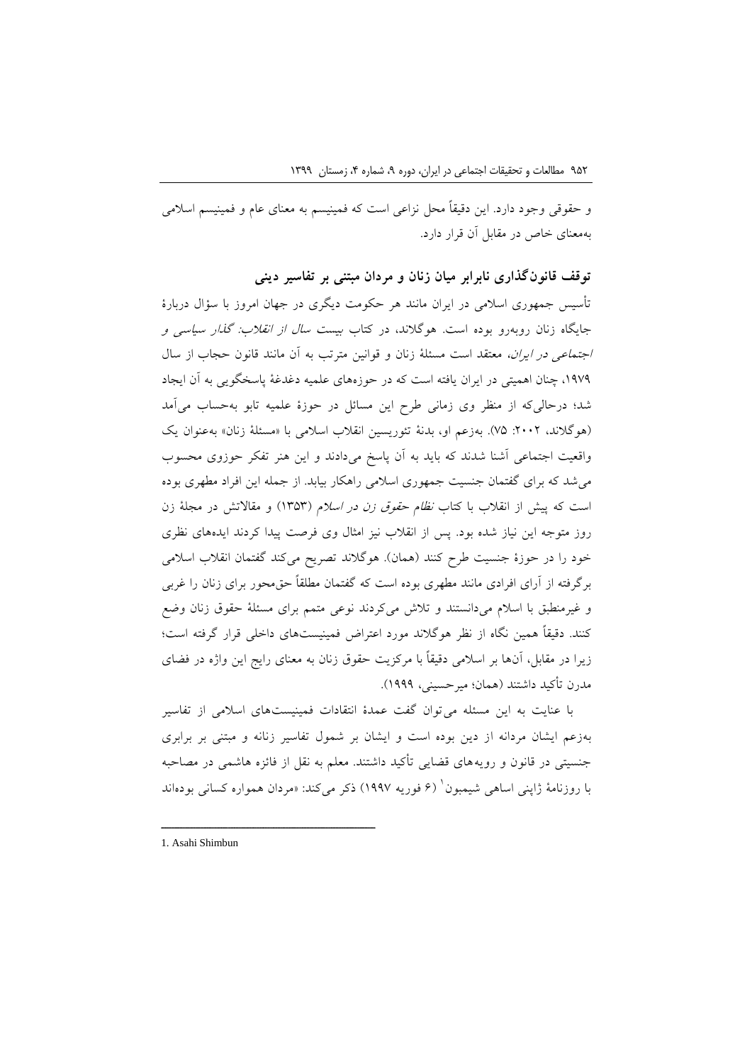و حقوقی وجود دارد. این دقیقاً محل نزاعی است که فمینیسم به معنای عام و فمینیسم اسلامی به‌معنای خاص در مقابل آن قرار دارد.

### توقف قانون‌گذاری نابرابر میان زنان و مردان مبتنی بر تفاسیر دینی

تأسیس جمهوری اسلامی در ایران مانند هر حکومت دیگری در جهان امروز با سؤال دربارهٔ جایگاه زنان روبه‌رو بوده است. هوگلاند، در کتاب *بیست سال از انقلاب: گذار سیاسی و اجتماعی در ایران*، معتقد است مسئلهٔ زنان و قوانین مترتب بر آن مانند قانون حجاب از سال ۱۹۷۹، چنان اهمیتی در ایران یافته است که در حوزه‌های علمیه دغدغهٔ پاسخگویی به آن ایجاد شد؛ درحالی‌که از منظر وی زمانی طرح این مسائل در حوزهٔ علمیه تابو به‌حساب می‌آمد (هوگلاند، ۲۰۰۲: ۷۵). به‌زعم او، بدنهٔ تئوریسین انقلاب اسلامی با «مسئلهٔ زنان» به‌عنوان یک واقعیت اجتماعی آشنا شدند که باید به آن پاسخ می‌دادند و این هنر تفکر حوزوی محسوب می‌شد که برای گفتمان جنسیت جمهوری اسلامی راهکار بیابد. از جمله این افراد مطهری بوده است که پیش از انقلاب با کتاب *نظام حقوق زن در اسلام* (۱۳۵۳) و مقالاتش در مجلهٔ زن روز متوجه این نیاز شده بود. پس از انقلاب نیز امثال وی فرصت پیدا کردند ایده‌های نظری خود را در حوزهٔ جنسیت طرح کنند (همان). هوگلاند تصریح می‌کند گفتمان انقلاب اسلامی برگرفته از آرای افرادی مانند مطهری بوده است که گفتمان مطلقاً حق‌محور برای زنان را غربی و غیرمنطبق با اسلام می‌دانستند و تلاش می‌کردند نوعی متمم برای مسئلهٔ حقوق زنان وضع کنند. دقیقاً همین نگاه از نظر هوگلاند مورد اعتراض فمینیست‌های داخلی قرار گرفته است؛ زیرا در مقابل، آن‌ها بر اسلامی دقیقاً با مرکزیت حقوق زنان به معنای رایج این واژه در فضای مدرن تأکید داشتند (همان؛ میرحسینی، ۱۹۹۹).

با عنایت به این مسئله می‌توان گفت عمدهٔ انتقادات فمینیست‌های اسلامی از تفاسیر به‌زعم ایشان مردانه از دین بوده است و ایشان بر شمول تفاسیر زنانه و مبتنی بر برابری جنسیتی در قانون و رویه‌های قضایی تأکید داشتند. معلم به نقل از فائزه هاشمی در مصاحبه با روزنامهٔ ژاپنی اساهی شیمبون[1] (۶ فوریه ۱۹۹۷) ذکر می‌کند: «مردان همواره کسانی بوده‌اند

---

1. Asahi Shimbun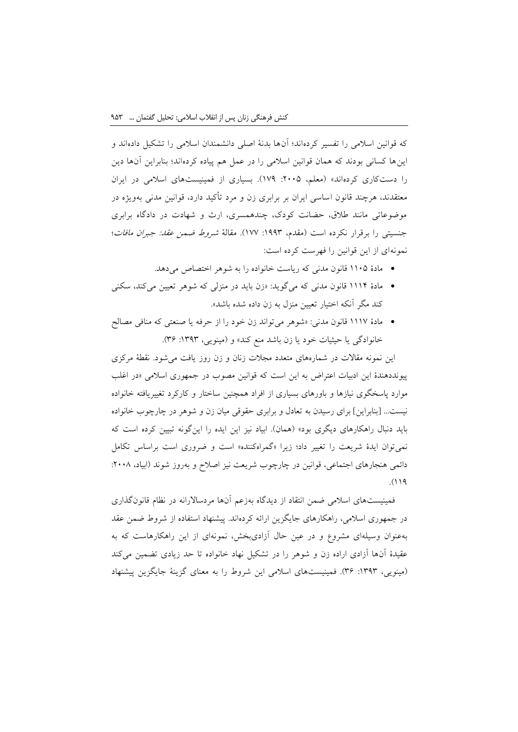که قوانین اسلامی را تفسیر کرده‌اند؛ آن‌ها بدنهٔ اصلی دانشمندان اسلامی را تشکیل داده‌اند و این‌ها کسانی بودند که همان قوانین اسلامی را در عمل هم پیاده کرده‌اند؛ بنابراین آن‌ها دین را دستکاری کرده‌اند» (معلم، ۲۰۰۵: ۱۷۹). بسیاری از فمینیست‌های اسلامی در ایران معتقدند، هرچند قانون اساسی ایران بر برابری زن و مرد تأکید دارد، قوانین مدنی به‌ویژه در موضوعاتی مانند طلاق، حضانت کودک، چندهمسری، ارث و شهادت در دادگاه برابری جنسیتی را برقرار نکرده است (مقدم، ۱۹۹۳: ۱۷۷). مقالهٔ *شروط ضمن عقد: جبران مافات*؛ نمونه‌ای از این قوانین را فهرست کرده است:

- مادهٔ ۱۱۰۵ قانون مدنی که ریاست خانواده را به شوهر اختصاص می‌دهد.
- مادهٔ ۱۱۱۴ قانون مدنی که می‌گوید: «زن باید در منزلی که شوهر تعیین می‌کند، سکنی کند مگر آنکه اختیار تعیین منزل به زن داده شده باشد».
- مادهٔ ۱۱۱۷ قانون مدنی: «شوهر می‌تواند زن خود را از حرفه یا صنعتی که منافی مصالح خانوادگی یا حیثیات خود یا زن باشد منع کند» و (مینویی، ۱۳۹۳: ۳۶).

این نمونه مقالات در شماره‌های متعدد مجلات زنان و زن روز یافت می‌شود. نقطهٔ مرکزی پیونددهندهٔ این ادبیات اعتراض به این است که قوانین مصوب در جمهوری اسلامی «در اغلب موارد پاسخگوی نیازها و باورهای بسیاری از افراد همچنین ساختار و کارکرد تغییریافته خانواده نیست... [بنابراین] برای رسیدن به تعادل و برابری حقوقی میان زن و شوهر در چارچوب خانواده باید دنبال راهکارهای دیگری بود» (همان). ابیاد نیز این ایده را این‌گونه تبیین کرده است که نمی‌توان ایدهٔ شریعت را تغییر داد؛ زیرا «گمراه‌کننده» است و ضروری است براساس تکامل دائمی هنجارهای اجتماعی، قوانین در چارچوب شریعت نیز اصلاح و به‌روز شوند (ابیاد، ۲۰۰۸: ۱۱۹).

فمینیست‌های اسلامی ضمن انتقاد از دیدگاه به‌زعم آن‌ها مردسالارانه در نظام قانون‌گذاری در جمهوری اسلامی، راهکارهای جایگزین ارائه کرده‌اند. پیشنهاد استفاده از شروط ضمن عقد به‌عنوان وسیله‌ای مشروع و در عین حال آزادی‌بخش، نمونه‌ای از این راهکارهاست که به عقیدهٔ آن‌ها آزادی اراده زن و شوهر را در تشکیل نهاد خانواده تا حد زیادی تضمین می‌کند (مینویی، ۱۳۹۳: ۳۶). فمینیست‌های اسلامی این شروط را به معنای گزینهٔ جایگزین پیشنهاد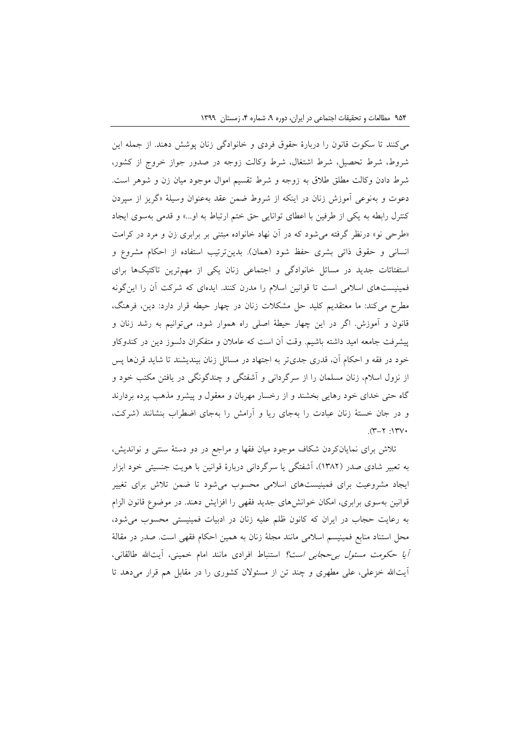می‌کنند تا سکوت قانون را دربارهٔ حقوق فردی و خانوادگی زنان پوشش دهند. از جمله این شروط، شرط تحصیل، شرط اشتغال، شرط وکالت زوجه در صدور جواز خروج از کشور، شرط دادن وکالت مطلق طلاق به زوجه و شرط تقسیم اموال موجود میان زن و شوهر است. دعوت و به‌نوعی آموزش زنان در اینکه از شروط ضمن عقد به‌عنوان وسیلهٔ «گریز از سپردن کنترل رابطه به یکی از طرفین با اعطای توانایی حق ختم ارتباط به او...» و قدمی به‌سوی ایجاد «طرحی نو» درنظر گرفته می‌شود که در آن نهاد خانواده مبتنی بر برابری زن و مرد در کرامت انسانی و حقوق ذاتی بشری حفظ شود (همان). بدین‌ترتیب استفاده از احکام مشروع و استفتائات جدید در مسائل خانوادگی و اجتماعی زنان یکی از مهم‌ترین تاکتیک‌ها برای فمینیست‌های اسلامی است تا قوانین اسلام را مدرن کنند. ایده‌ای که شرکت آن را این‌گونه مطرح می‌کند: ما معتقدیم کلید حل مشکلات زنان در چهار حیطه قرار دارد: دین، فرهنگ، قانون و آموزش. اگر در این چهار حیطهٔ اصلی راه هموار شود، می‌توانیم به رشد زنان و پیشرفت جامعه امید داشته باشیم. وقت آن است که عاملان و متفکران دلسوز دین در کندوکاو خود در فقه و احکام آن، قدری جدی‌تر به اجتهاد در مسائل زنان بیندیشند تا شاید قرن‌ها پس از نزول اسلام، زنان مسلمان را از سرگردانی و آشفتگی و چندگونگی در یافتن مکتب خود و گاه حتی خدای خود رهایی بخشند و از رخسار مهربان و معقول و پیشرو مذهب پرده بردارند و در جان خستهٔ زنان عبادت را به‌جای ریا و آرامش را به‌جای اضطراب بنشانند (شرکت، ۱۳۷۰: ۲-۳).

تلاش برای نمایان‌کردن شکاف موجود میان فقها و مراجع در دو دستهٔ سنتی و نواندیش، به تعبیر شادی صدر (۱۳۸۲)، آشفتگی یا سرگردانی دربارهٔ قوانین با هویت جنسیتی خود ابزار ایجاد مشروعیت برای فمینیست‌های اسلامی محسوب می‌شود تا ضمن تلاش برای تغییر قوانین به‌سوی برابری، امکان خوانش‌های جدید فقهی را افزایش دهند. در موضوع قانون الزام به رعایت حجاب در ایران که کانون ظلم علیه زنان در ادبیات فمینیستی محسوب می‌شود، محل استناد منابع فمینیسم اسلامی مانند مجلهٔ زنان به همین احکام فقهی است. صدر در مقالهٔ *آیا حکومت مسئول بی‌حجابی است؟* استنباط افرادی مانند امام خمینی، آیت‌الله طالقانی، آیت‌الله خزعلی، علی مطهری و چند تن از مسئولان کشوری را در مقابل هم قرار می‌دهد تا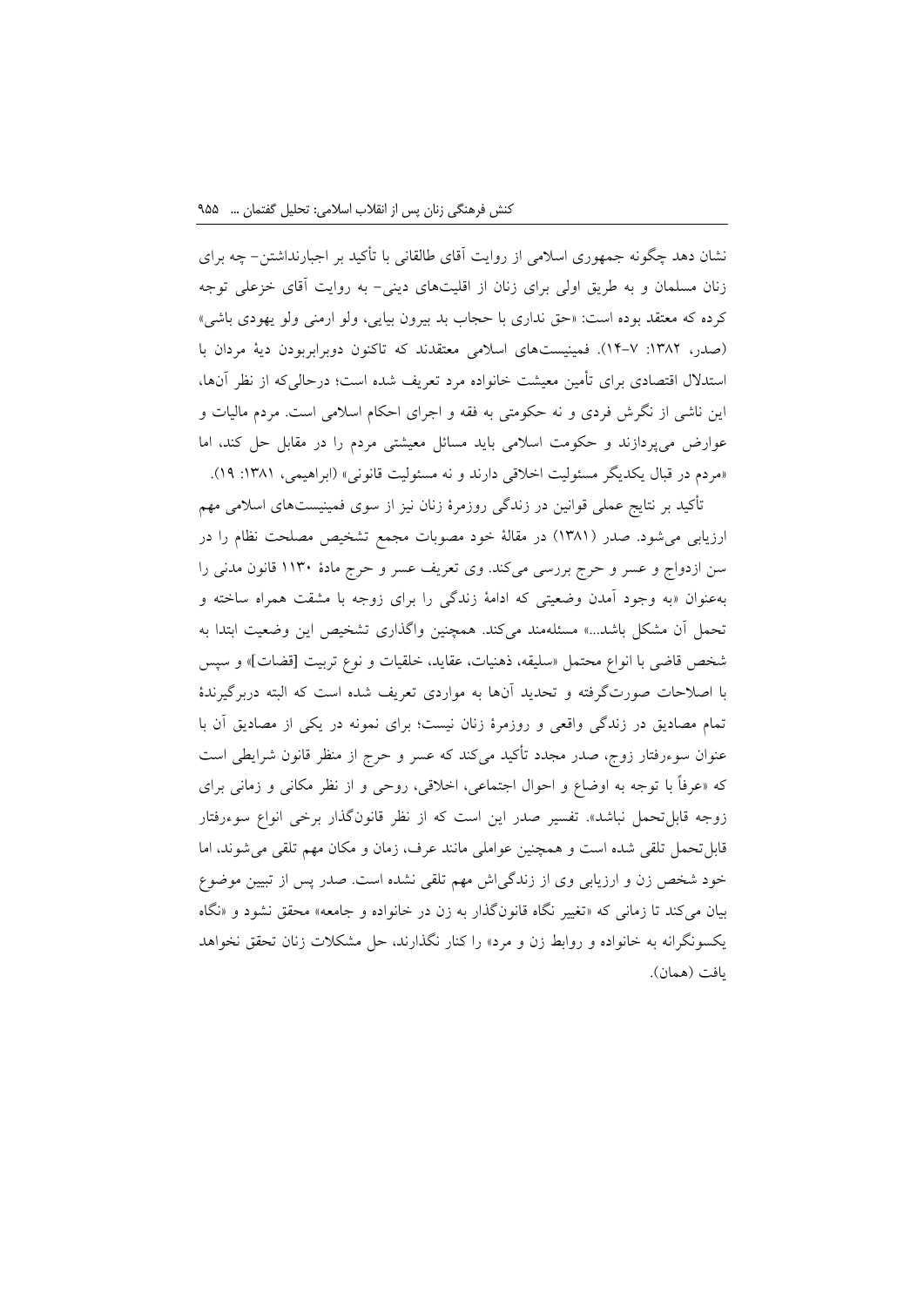نشان دهد چگونه جمهوری اسلامی از روایت آقای طالقانی با تأکید بر اجبارنداشتن- چه برای زنان مسلمان و به طریق اولی برای زنان از اقلیت‌های دینی- به روایت آقای خزعلی توجه کرده که معتقد بوده است: «حق نداری با حجاب بد بیرون بیایی، ولو ارمنی ولو یهودی باشی» (صدر، ۱۳۸۲: ۷-۱۴). فمینیست‌های اسلامی معتقدند که تاکنون دوبرابربودن دیهٔ مردان با استدلال اقتصادی برای تأمین معیشت خانواده مرد تعریف شده است؛ درحالی‌که از نظر آن‌ها، این ناشی از نگرش فردی و نه حکومتی به فقه و اجرای احکام اسلامی است. مردم مالیات و عوارض می‌پردازند و حکومت اسلامی باید مسائل معیشتی مردم را در مقابل حل کند، اما «مردم در قبال یکدیگر مسئولیت اخلاقی دارند و نه مسئولیت قانونی» (ابراهیمی، ۱۳۸۱: ۱۹).

تأکید بر نتایج عملی قوانین در زندگی روزمرهٔ زنان نیز از سوی فمینیست‌های اسلامی مهم ارزیابی می‌شود. صدر (۱۳۸۱) در مقالهٔ خود مصوبات مجمع تشخیص مصلحت نظام را در سن ازدواج و عسر و حرج بررسی می‌کند. وی تعریف عسر و حرج مادهٔ ۱۱۳۰ قانون مدنی را به‌عنوان «به وجود آمدن وضعیتی که ادامهٔ زندگی را برای زوجه با مشقت همراه ساخته و تحمل آن مشکل باشد...» مسئله‌مند می‌کند. همچنین واگذاری تشخیص این وضعیت ابتدا به شخص قاضی با انواع محتمل «سلیقه، ذهنیات، عقاید، خلقیات و نوع تربیت [قضات]» و سپس با اصلاحات صورت‌گرفته و تحدید آن‌ها به مواردی تعریف شده است که البته دربرگیرندهٔ تمام مصادیق در زندگی واقعی و روزمرهٔ زنان نیست؛ برای نمونه در یکی از مصادیق آن با عنوان سوءرفتار زوج، صدر مجدد تأکید می‌کند که عسر و حرج از منظر قانون شرایطی است که «عرفاً با توجه به اوضاع و احوال اجتماعی، اخلاقی، روحی و از نظر مکانی و زمانی برای زوجه قابل‌تحمل نباشد». تفسیر صدر این است که از نظر قانون‌گذار برخی انواع سوءرفتار قابل‌تحمل تلقی شده است و همچنین عواملی مانند عرف، زمان و مکان مهم تلقی می‌شوند، اما خود شخص زن و ارزیابی وی از زندگی‌اش مهم تلقی نشده است. صدر پس از تبیین موضوع بیان می‌کند تا زمانی که «تغییر نگاه قانون‌گذار به زن در خانواده و جامعه» محقق نشود و «نگاه یکسونگرانه به خانواده و روابط زن و مرد» را کنار نگذارند، حل مشکلات زنان تحقق نخواهد یافت (همان).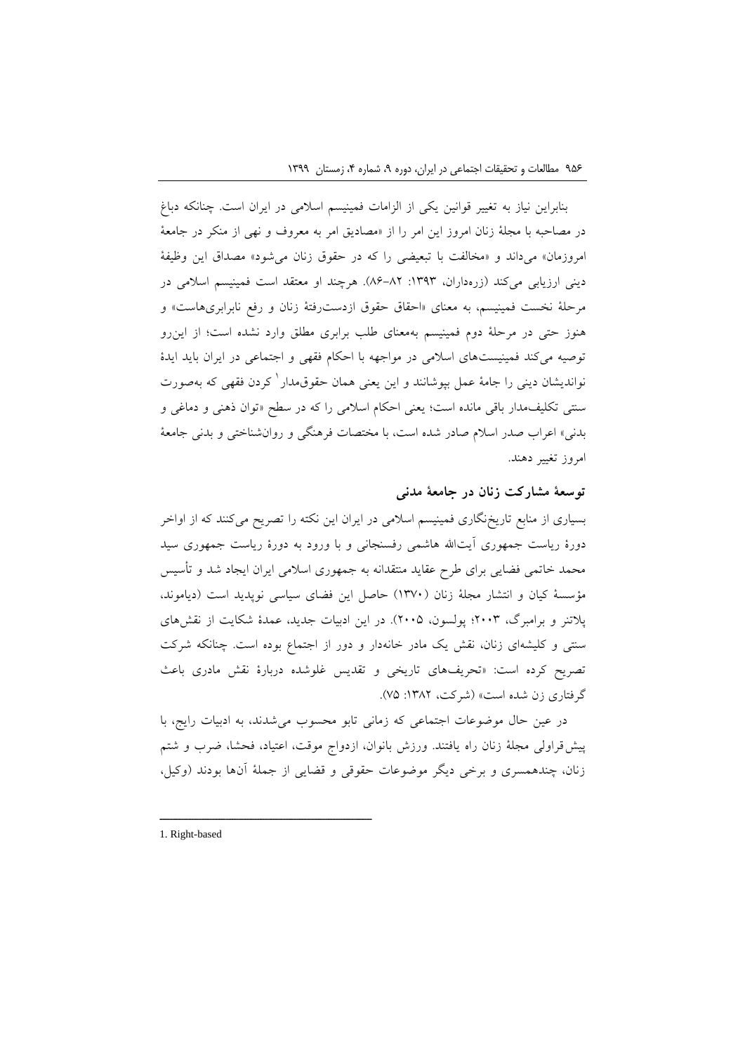بنابراین نیاز به تغییر قوانین یکی از الزامات فمینیسم اسلامی در ایران است. چنانکه دباغ در مصاحبه با مجلهٔ زنان امروز این امر را از «مصادیق امر به معروف و نهی از منکر در جامعهٔ امروزمان» می‌داند و «مخالفت با تبعیضی را که در حقوق زنان می‌شود» مصداق این وظیفهٔ دینی ارزیابی می‌کند (زره‌داران، ۱۳۹۳: ۸۲-۸۶). هرچند او معتقد است فمینیسم اسلامی در مرحلهٔ نخست فمینیسم، به معنای «احقاق حقوق ازدست‌رفتهٔ زنان و رفع نابرابری‌هاست» و هنوز حتی در مرحلهٔ دوم فمینیسم به‌معنای طلب برابری مطلق وارد نشده است؛ از این‌رو توصیه می‌کند فمینیست‌های اسلامی در مواجهه با احکام فقهی و اجتماعی در ایران باید ایدهٔ نواندیشان دینی را جامهٔ عمل بپوشانند و این یعنی همان حقوق‌مدار[1] کردن فقهی که به‌صورت سنتی تکلیف‌مدار باقی مانده است؛ یعنی احکام اسلامی را که در سطح «توان ذهنی و دماغی و بدنی» اعراب صدر اسلام صادر شده است، با مختصات فرهنگی و روان‌شناختی و بدنی جامعهٔ امروز تغییر دهند.

## توسعهٔ مشارکت زنان در جامعهٔ مدنی

بسیاری از منابع تاریخ‌نگاری فمینیسم اسلامی در ایران این نکته را تصریح می‌کنند که از اواخر دورهٔ ریاست جمهوری آیت‌الله هاشمی رفسنجانی و با ورود به دورهٔ ریاست جمهوری سید محمد خاتمی فضایی برای طرح عقاید منتقدانه به جمهوری اسلامی ایران ایجاد شد و تأسیس مؤسسهٔ کیان و انتشار مجلهٔ زنان (۱۳۷۰) حاصل این فضای سیاسی نوپدید است (دیاموند، پلاتنر و برامبرگ، ۲۰۰۳؛ پولسون، ۲۰۰۵). در این ادبیات جدید، عمدهٔ شکایت از نقش‌های سنتی و کلیشه‌ای زنان، نقش یک مادر خانه‌دار و دور از اجتماع بوده است. چنانکه شرکت تصریح کرده است: «تحریف‌های تاریخی و تقدیس غلوشده دربارهٔ نقش مادری باعث گرفتاری زن شده است» (شرکت، ۱۳۸۲: ۷۵).

در عین حال موضوعات اجتماعی که زمانی تابو محسوب می‌شدند، به ادبیات رایج، با پیش‌قراولی مجلهٔ زنان راه یافتند. ورزش بانوان، ازدواج موقت، اعتیاد، فحشا، ضرب و شتم زنان، چندهمسری و برخی دیگر موضوعات حقوقی و قضایی از جملهٔ آن‌ها بودند (وکیل،

---

1. Right-based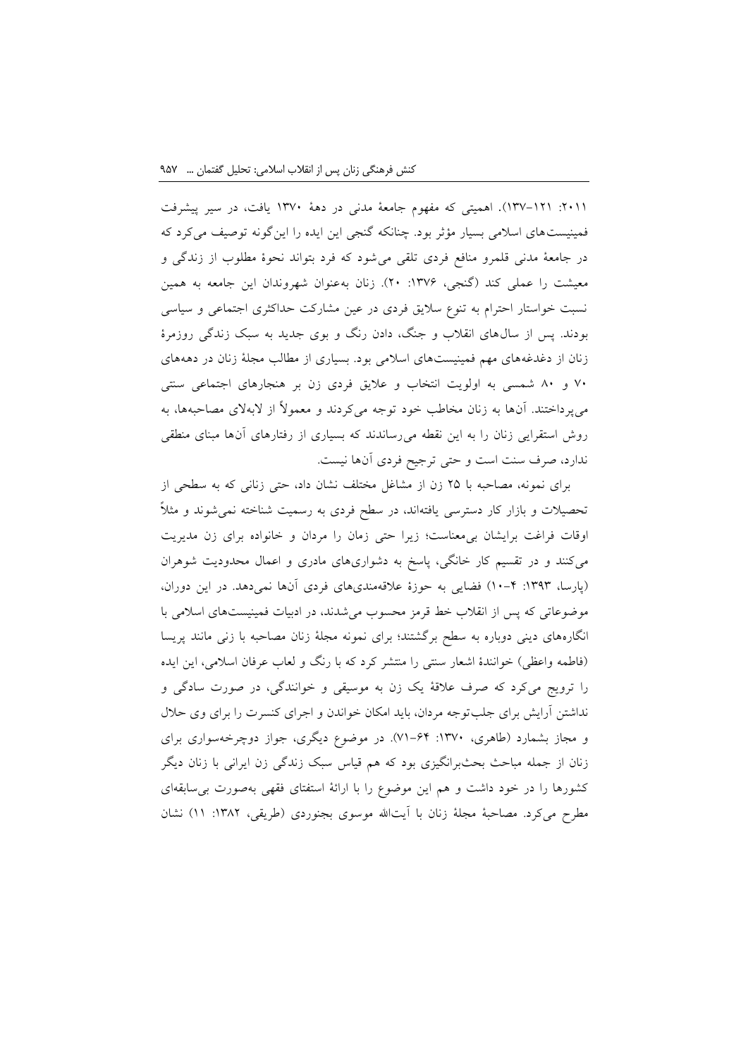۲۰۱۱: ۱۲۱–۱۳۷). اهمیتی که مفهوم جامعهٔ مدنی در دههٔ ۱۳۷۰ یافت، در سیر پیشرفت فمینیست‌های اسلامی بسیار مؤثر بود. چنانکه گنجی این ایده را این‌گونه توصیف می‌کرد که در جامعهٔ مدنی قلمرو منافع فردی تلقی می‌شود که فرد بتواند نحوهٔ مطلوب از زندگی و معیشت را عملی کند (گنجی، ۱۳۷۶: ۲۰). زنان به‌عنوان شهروندان این جامعه به همین نسبت خواستار احترام به تنوع سلایق فردی در عین مشارکت حداکثری اجتماعی و سیاسی بودند. پس از سال‌های انقلاب و جنگ، دادن رنگ و بوی جدید به سبک زندگی روزمرهٔ زنان از دغدغه‌های مهم فمینیست‌های اسلامی بود. بسیاری از مطالب مجلهٔ زنان در دهه‌های ۷۰ و ۸۰ شمسی به اولویت انتخاب و علایق فردی زن بر هنجارهای اجتماعی سنتی می‌پرداختند. آن‌ها به زنان مخاطب خود توجه می‌کردند و معمولاً از لابه‌لای مصاحبه‌ها، به روش استقرایی زنان را به این نقطه می‌رساندند که بسیاری از رفتارهای آن‌ها مبنای منطقی ندارد، صرف سنت است و حتی ترجیح فردی آن‌ها نیست.

برای نمونه، مصاحبه با ۲۵ زن از مشاغل مختلف نشان داد، حتی زنانی که به سطحی از تحصیلات و بازار کار دسترسی یافته‌اند، در سطح فردی به رسمیت شناخته نمی‌شوند و مثلاً اوقات فراغت برایشان بی‌معناست؛ زیرا حتی زمان را مردان و خانواده برای زن مدیریت می‌کنند و در تقسیم کار خانگی، پاسخ به دشواری‌های مادری و اعمال محدودیت شوهران (پارسا، ۱۳۹۳: ۴–۱۰) فضایی به حوزهٔ علاقه‌مندی‌های فردی آن‌ها نمی‌دهد. در این دوران، موضوعاتی که پس از انقلاب خط قرمز محسوب می‌شدند، در ادبیات فمینیست‌های اسلامی با انگاره‌های دینی دوباره به سطح برگشتند؛ برای نمونه مجلهٔ زنان مصاحبه با زنی مانند پریسا (فاطمه واعظی) خوانندهٔ اشعار سنتی را منتشر کرد که با رنگ و لعاب عرفان اسلامی، این ایده را ترویج می‌کرد که صرف علاقهٔ یک زن به موسیقی و خوانندگی، در صورت سادگی و نداشتن آرایش برای جلب‌توجه مردان، باید امکان خواندن و اجرای کنسرت را برای وی حلال و مجاز بشمارد (طاهری، ۱۳۷۰: ۶۴–۷۱). در موضوع دیگری، جواز دوچرخه‌سواری برای زنان از جمله مباحث بحث‌برانگیزی بود که هم قیاس سبک زندگی زن ایرانی با زنان دیگر کشورها را در خود داشت و هم این موضوع را با ارائهٔ استفتای فقهی به‌صورت بی‌سابقه‌ای مطرح می‌کرد. مصاحبهٔ مجلهٔ زنان با آیت‌الله موسوی بجنوردی (طریقی، ۱۳۸۲: ۱۱) نشان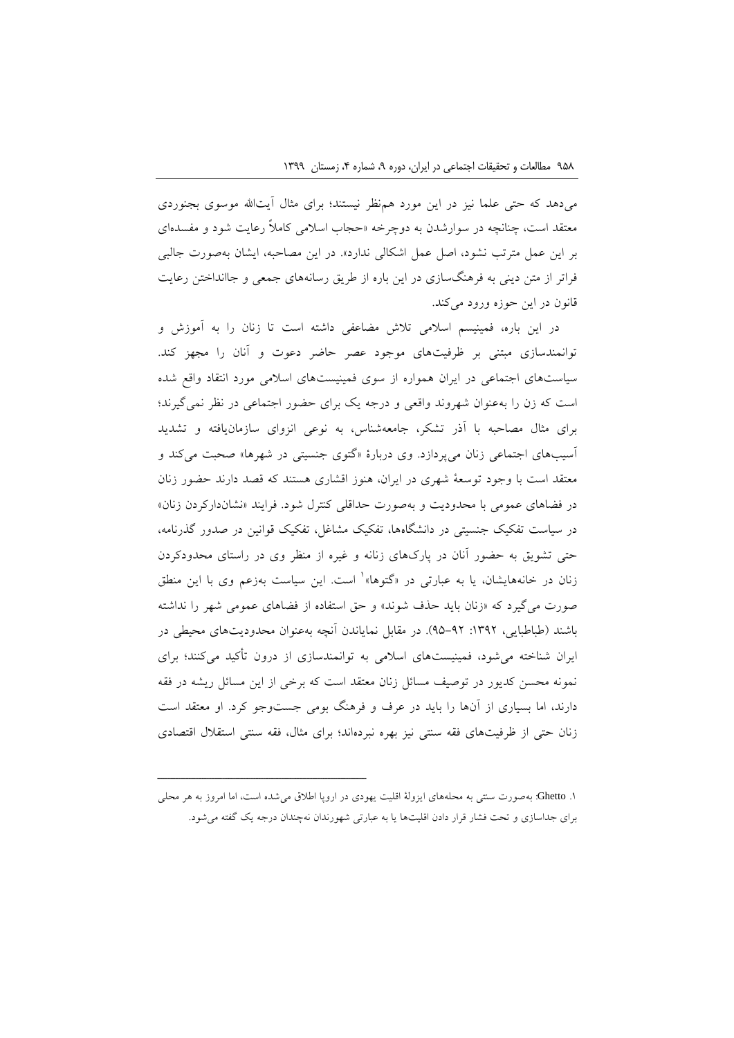می‌دهد که حتی علما نیز در این مورد هم‌نظر نیستند؛ برای مثال آیت‌الله موسوی بجنوردی معتقد است، چنانچه در سوارشدن به دوچرخه «حجاب اسلامی کاملاً رعایت شود و مفسده‌ای بر این عمل مترتب نشود، اصل عمل اشکالی ندارد». در این مصاحبه، ایشان به‌صورت جالبی فراتر از متن دینی به فرهنگ‌سازی در این باره از طریق رسانه‌های جمعی و جاانداختن رعایت قانون در این حوزه ورود می‌کند.

در این باره، فمینیسم اسلامی تلاش مضاعفی داشته است تا زنان را به آموزش و توانمندسازی مبتنی بر ظرفیت‌های موجود عصر حاضر دعوت و آنان را مجهز کند. سیاست‌های اجتماعی در ایران همواره از سوی فمینیست‌های اسلامی مورد انتقاد واقع شده است که زن را به‌عنوان شهروند واقعی و درجه یک برای حضور اجتماعی در نظر نمی‌گیرند؛ برای مثال مصاحبه با آذر تشکر، جامعه‌شناس، به نوعی انزوای سازمان‌یافته و تشدید آسیب‌های اجتماعی زنان می‌پردازد. وی دربارهٔ «گتوی جنسیتی در شهرها» صحبت می‌کند و معتقد است با وجود توسعهٔ شهری در ایران، هنوز اقشاری هستند که قصد دارند حضور زنان در فضاهای عمومی با محدودیت و به‌صورت حداقلی کنترل شود. فرایند «نشان‌دارکردن زنان» در سیاست تفکیک جنسیتی در دانشگاه‌ها، تفکیک مشاغل، تفکیک قوانین در صدور گذرنامه، حتی تشویق به حضور آنان در پارک‌های زنانه و غیره از منظر وی در راستای محدودکردن زنان در خانه‌هایشان، یا به عبارتی در «گتوها»[1] است. این سیاست به‌زعم وی با این منطق صورت می‌گیرد که «زنان باید حذف شوند» و حق استفاده از فضاهای عمومی شهر را نداشته باشند (طباطبایی، ۱۳۹۲: ۹۲–۹۵). در مقابل نمایاندن آنچه به‌عنوان محدودیت‌های محیطی در ایران شناخته می‌شود، فمینیست‌های اسلامی به توانمندسازی از درون تأکید می‌کنند؛ برای نمونه محسن کدیور در توصیف مسائل زنان معتقد است که برخی از این مسائل ریشه در فقه دارند، اما بسیاری از آن‌ها را باید در عرف و فرهنگ بومی جست‌وجو کرد. او معتقد است زنان حتی از ظرفیت‌های فقه سنتی نیز بهره نبرده‌اند؛ برای مثال، فقه سنتی استقلال اقتصادی

---

۱. Ghetto: به‌صورت سنتی به محله‌های ایزولهٔ اقلیت یهودی در اروپا اطلاق می‌شده است، اما امروز به هر محلی برای جداسازی و تحت فشار قرار دادن اقلیت‌ها یا به عبارتی شهروندان نه‌چندان درجه یک گفته می‌شود.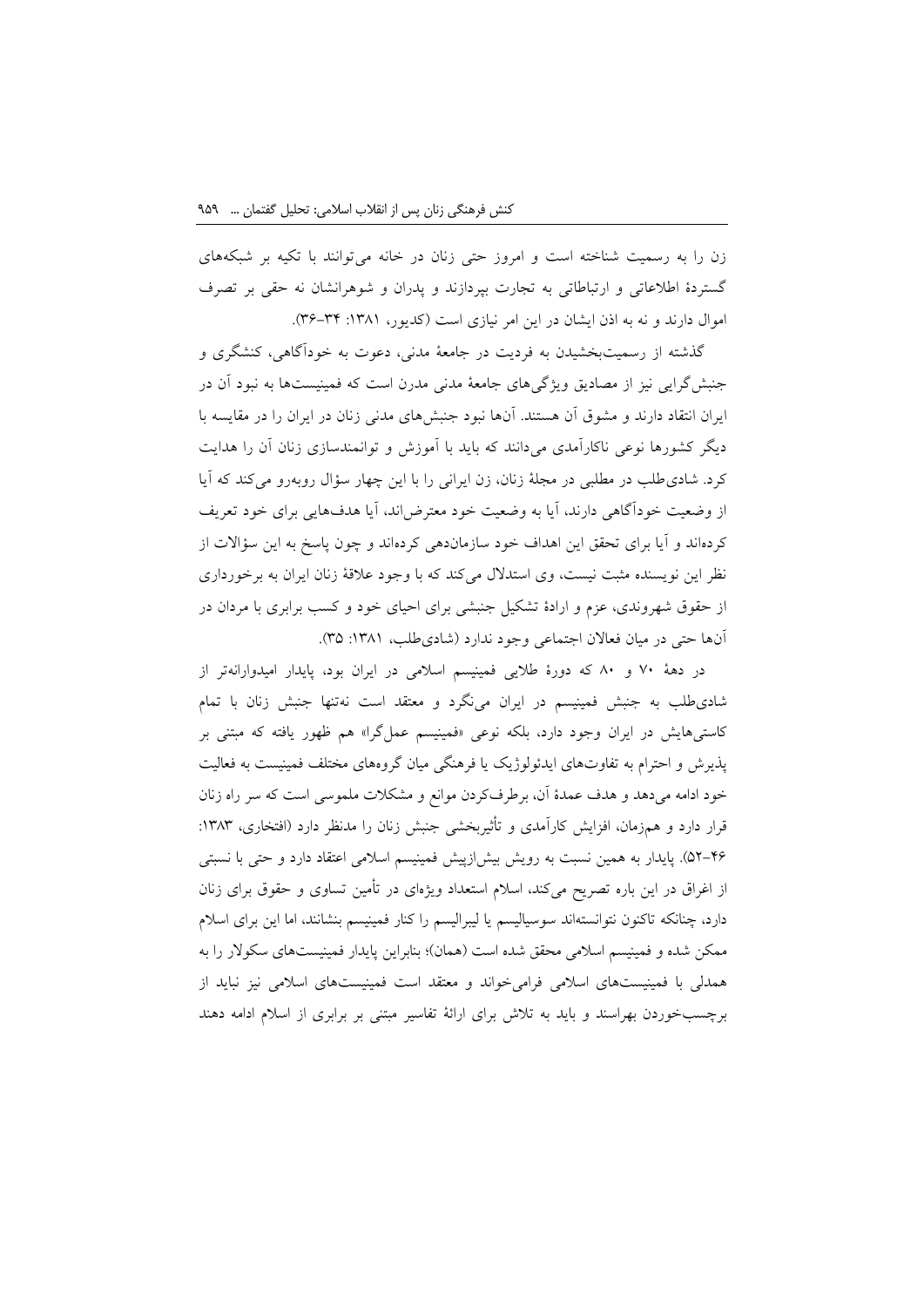زن را به رسمیت شناخته است و امروز حتی زنان در خانه می‌توانند با تکیه بر شبکه‌های گستردهٔ اطلاعاتی و ارتباطاتی به تجارت بپردازند و پدران و شوهرانشان نه حقی بر تصرف اموال دارند و نه به اذن ایشان در این امر نیازی است (کدیور، ۱۳۸۱: ۳۴-۳۶).

گذشته از رسمیت‌بخشیدن به فردیت در جامعهٔ مدنی، دعوت به خودآگاهی، کنشگری و جنبش‌گرایی نیز از مصادیق ویژگی‌های جامعهٔ مدنی مدرن است که فمینیست‌ها به نبود آن در ایران انتقاد دارند و مشوق آن هستند. آن‌ها نبود جنبش‌های مدنی زنان در ایران را در مقایسه با دیگر کشورها نوعی ناکارآمدی می‌دانند که باید با آموزش و توانمندسازی زنان آن را هدایت کرد. شادی‌طلب در مطلبی در مجلهٔ زنان، زن ایرانی را با این چهار سؤال روبه‌رو می‌کند که آیا از وضعیت خودآگاهی دارند، آیا به وضعیت خود معترض‌اند، آیا هدف‌هایی برای خود تعریف کرده‌اند و آیا برای تحقق این اهداف خود سازمان‌دهی کرده‌اند و چون پاسخ به این سؤالات از نظر این نویسنده مثبت نیست، وی استدلال می‌کند که با وجود علاقهٔ زنان ایران به برخورداری از حقوق شهروندی، عزم و ارادهٔ تشکیل جنبشی برای احیای خود و کسب برابری با مردان در آن‌ها حتی در میان فعالان اجتماعی وجود ندارد (شادی‌طلب، ۱۳۸۱: ۳۵).

در دههٔ ۷۰ و ۸۰ که دورهٔ طلایی فمینیسم اسلامی در ایران بود، پایدار امیدوارانه‌تر از شادی‌طلب به جنبش فمینیسم در ایران می‌نگرد و معتقد است نه‌تنها جنبش زنان با تمام کاستی‌هایش در ایران وجود دارد، بلکه نوعی «فمینیسم عمل‌گرا» هم ظهور یافته که مبتنی بر پذیرش و احترام به تفاوت‌های ایدئولوژیک یا فرهنگی میان گروه‌های مختلف فمینیست به فعالیت خود ادامه می‌دهد و هدف عمدهٔ آن، برطرف‌کردن موانع و مشکلات ملموسی است که سر راه زنان قرار دارد و هم‌زمان، افزایش کارآمدی و تأثیربخشی جنبش زنان را مدنظر دارد (افتخاری، ۱۳۸۳: ۴۶-۵۲). پایدار به همین نسبت به رویش بیش‌ازپیش فمینیسم اسلامی اعتقاد دارد و حتی با نسبتی از اغراق در این باره تصریح می‌کند، اسلام استعداد ویژه‌ای در تأمین تساوی و حقوق برای زنان دارد، چنانکه تاکنون نتوانسته‌اند سوسیالیسم یا لیبرالیسم را کنار فمینیسم بنشانند، اما این برای اسلام ممکن شده و فمینیسم اسلامی محقق شده است (همان)؛ بنابراین پایدار فمینیست‌های سکولار را به همدلی با فمینیست‌های اسلامی فرامی‌خواند و معتقد است فمینیست‌های اسلامی نیز نباید از برچسب‌خوردن بهراسند و باید به تلاش برای ارائهٔ تفاسیر مبتنی بر برابری از اسلام ادامه دهند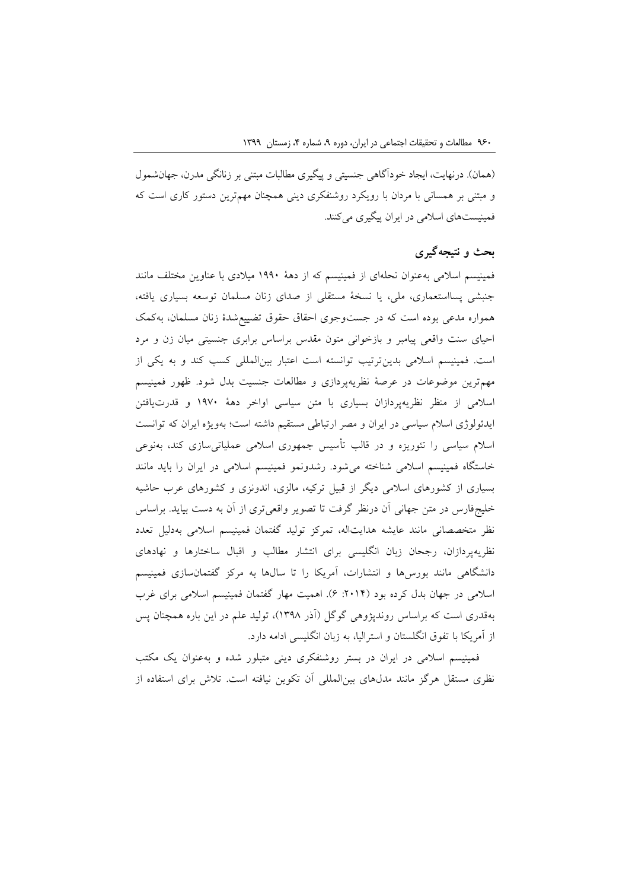(همان). درنهایت، ایجاد خودآگاهی جنسیتی و پیگیری مطالبات مبتنی بر زنانگی مدرن، جهان‌شمول و مبتنی بر همسانی با مردان با رویکرد روشنفکری دینی همچنان مهم‌ترین دستور کاری است که فمینیست‌های اسلامی در ایران پیگیری می‌کنند.

## بحث و نتیجه‌گیری

فمینیسم اسلامی به‌عنوان نحله‌ای از فمینیسم که از دهۀ ۱۹۹۰ میلادی با عناوین مختلف مانند جنبشی پسااستعماری، ملی، یا نسخۀ مستقلی از صدای زنان مسلمان توسعه بسیاری یافته، همواره مدعی بوده است که در جست‌وجوی احقاق حقوق تضییع‌شدۀ زنان مسلمان، به‌کمک احیای سنت واقعی پیامبر و بازخوانی متون مقدس براساس برابری جنسیتی میان زن و مرد است. فمینیسم اسلامی بدین‌ترتیب توانسته است اعتبار بین‌المللی کسب کند و به یکی از مهم‌ترین موضوعات در عرصۀ نظریه‌پردازی و مطالعات جنسیت بدل شود. ظهور فمینیسم اسلامی از منظر نظریه‌پردازان بسیاری با متن سیاسی اواخر دهۀ ۱۹۷۰ و قدرت‌یافتن ایدئولوژی اسلام سیاسی در ایران و مصر ارتباطی مستقیم داشته است؛ به‌ویژه ایران که توانست اسلام سیاسی را تئوریزه و در قالب تأسیس جمهوری اسلامی عملیاتی‌سازی کند، به‌نوعی خاستگاه فمینیسم اسلامی شناخته می‌شود. رشدونمو فمینیسم اسلامی در ایران را باید مانند بسیاری از کشورهای اسلامی دیگر از قبیل ترکیه، مالزی، اندونزی و کشورهای عرب حاشیه خلیج‌فارس در متن جهانی آن درنظر گرفت تا تصویر واقعی‌تری از آن به دست بیاید. براساس نظر متخصصانی مانند عایشه هدایت‌اله، تمرکز تولید گفتمان فمینیسم اسلامی به‌دلیل تعدد نظریه‌پردازان، رجحان زبان انگلیسی برای انتشار مطالب و اقبال ساختارها و نهادهای دانشگاهی مانند بورس‌ها و انتشارات، آمریکا را تا سال‌ها به مرکز گفتمان‌سازی فمینیسم اسلامی در جهان بدل کرده بود (۲۰۱۴: ۶). اهمیت مهار گفتمان فمینیسم اسلامی برای غرب به‌قدری است که براساس روندپژوهی گوگل (آذر ۱۳۹۸)، تولید علم در این باره همچنان پس از آمریکا با تفوق انگلستان و استرالیا، به زبان انگلیسی ادامه دارد.

فمینیسم اسلامی در ایران در بستر روشنفکری دینی متبلور شده و به‌عنوان یک مکتب نظری مستقل هرگز مانند مدل‌های بین‌المللی آن تکوین نیافته است. تلاش برای استفاده از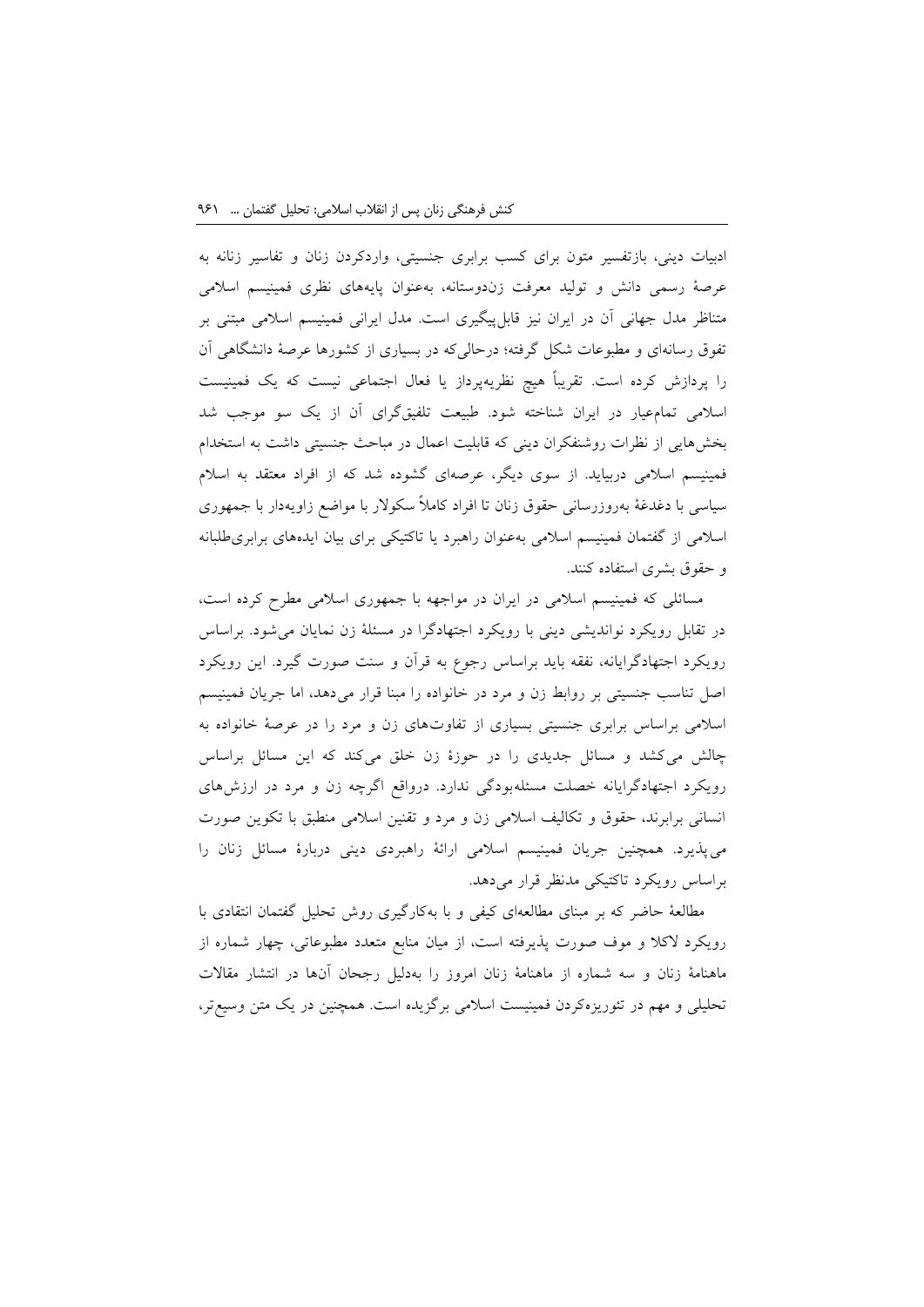ادبیات دینی، بازتفسیر متون برای کسب برابری جنسیتی، واردکردن زنان و تفاسیر زنانه به عرصهٔ رسمی دانش و تولید معرفت زن‌دوستانه، به‌عنوان پایه‌های نظری فمینیسم اسلامی متناظر مدل جهانی آن در ایران نیز قابل‌پیگیری است. مدل ایرانی فمینیسم اسلامی مبتنی بر تفوق رسانه‌ای و مطبوعات شکل گرفته؛ درحالی‌که در بسیاری از کشورها عرصهٔ دانشگاهی آن را پردازش کرده است. تقریباً هیچ نظریه‌پرداز یا فعال اجتماعی نیست که یک فمینیست اسلامی تمام‌عیار در ایران شناخته شود. طبیعت تلفیق‌گرای آن از یک سو موجب شد بخش‌هایی از نظرات روشنفکران دینی که قابلیت اعمال در مباحث جنسیتی داشت به استخدام فمینیسم اسلامی دربیاید. از سوی دیگر، عرصه‌ای گشوده شد که از افراد معتقد به اسلام سیاسی با دغدغهٔ به‌روزرسانی حقوق زنان تا افراد کاملاً سکولار با مواضع زاویه‌دار با جمهوری اسلامی از گفتمان فمینیسم اسلامی به‌عنوان راهبرد یا تاکتیکی برای بیان ایده‌های برابری‌طلبانه و حقوق بشری استفاده کنند.

مسائلی که فمینیسم اسلامی در ایران در مواجهه با جمهوری اسلامی مطرح کرده است، در تقابل رویکرد نواندیشی دینی با رویکرد اجتهادگرا در مسئلهٔ زن نمایان می‌شود. براساس رویکرد اجتهادگرایانه، نفقه باید براساس رجوع به قرآن و سنت صورت گیرد. این رویکرد اصل تناسب جنسیتی بر روابط زن و مرد در خانواده را مبنا قرار می‌دهد، اما جریان فمینیسم اسلامی براساس برابری جنسیتی بسیاری از تفاوت‌های زن و مرد را در عرصهٔ خانواده به چالش می‌کشد و مسائل جدیدی را در حوزهٔ زن خلق می‌کند که این مسائل براساس رویکرد اجتهادگرایانه خصلت مسئله‌بودگی ندارد. درواقع اگرچه زن و مرد در ارزش‌های انسانی برابرند، حقوق و تکالیف اسلامی زن و مرد و تقنین اسلامی منطبق با تکوین صورت می‌پذیرد. همچنین جریان فمینیسم اسلامی ارائهٔ راهبردی دینی دربارهٔ مسائل زنان را براساس رویکرد تاکتیکی مدنظر قرار می‌دهد.

مطالعهٔ حاضر که بر مبنای مطالعه‌ای کیفی و با به‌کارگیری روش تحلیل گفتمان انتقادی با رویکرد لاکلا و موف صورت پذیرفته است، از میان منابع متعدد مطبوعاتی، چهار شماره از ماهنامهٔ زنان و سه شماره از ماهنامهٔ زنان امروز را به‌دلیل رجحان آن‌ها در انتشار مقالات تحلیلی و مهم در تئوریزه‌کردن فمینیست اسلامی برگزیده است. همچنین در یک متن وسیع‌تر،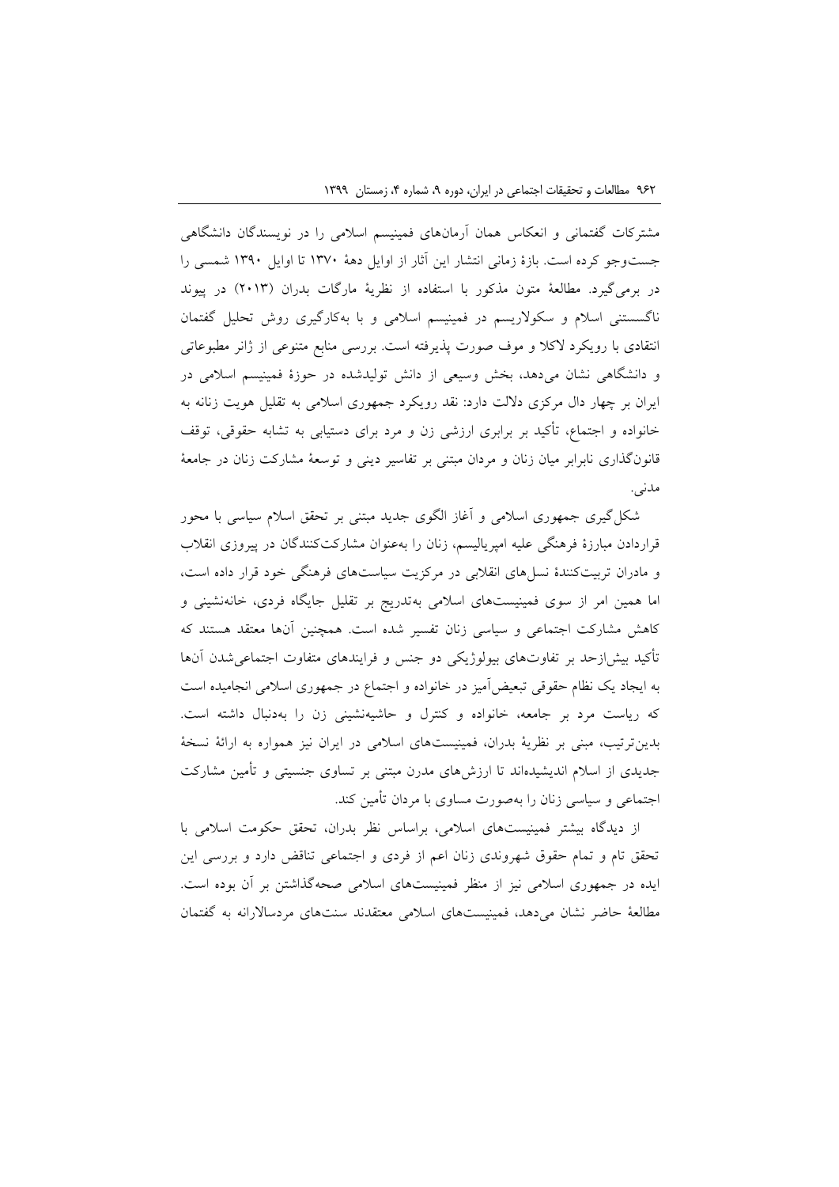مشترکات گفتمانی و انعکاس همان آرمان‌های فمینیسم اسلامی را در نویسندگان دانشگاهی جست‌وجو کرده است. بازهٔ زمانی انتشار این آثار از اوایل دههٔ ۱۳۷۰ تا اوایل ۱۳۹۰ شمسی را در برمی‌گیرد. مطالعهٔ متون مذکور با استفاده از نظریهٔ مارگات بدران (۲۰۱۳) در پیوند ناگسستنی اسلام و سکولاریسم در فمینیسم اسلامی و با به‌کارگیری روش تحلیل گفتمان انتقادی با رویکرد لاکلا و موف صورت پذیرفته است. بررسی منابع متنوعی از ژانر مطبوعاتی و دانشگاهی نشان می‌دهد، بخش وسیعی از دانش تولیدشده در حوزهٔ فمینیسم اسلامی در ایران بر چهار دال مرکزی دلالت دارد: نقد رویکرد جمهوری اسلامی به تقلیل هویت زنانه به خانواده و اجتماع، تأکید بر برابری ارزشی زن و مرد برای دستیابی به تشابه حقوقی، توقف قانون‌گذاری نابرابر میان زنان و مردان مبتنی بر تفاسیر دینی و توسعهٔ مشارکت زنان در جامعهٔ مدنی.

شکل‌گیری جمهوری اسلامی و آغاز الگوی جدید مبتنی بر تحقق اسلام سیاسی با محور قراردادن مبارزهٔ فرهنگی علیه امپریالیسم، زنان را به‌عنوان مشارکت‌کنندگان در پیروزی انقلاب و مادران تربیت‌کنندهٔ نسل‌های انقلابی در مرکزیت سیاست‌های فرهنگی خود قرار داده است، اما همین امر از سوی فمینیست‌های اسلامی به‌تدریج بر تقلیل جایگاه فردی، خانه‌نشینی و کاهش مشارکت اجتماعی و سیاسی زنان تفسیر شده است. همچنین آن‌ها معتقد هستند که تأکید بیش‌ازحد بر تفاوت‌های بیولوژیکی دو جنس و فرایندهای متفاوت اجتماعی‌شدن آن‌ها به ایجاد یک نظام حقوقی تبعیض‌آمیز در خانواده و اجتماع در جمهوری اسلامی انجامیده است که ریاست مرد بر جامعه، خانواده و کنترل و حاشیه‌نشینی زن را به‌دنبال داشته است. بدین‌ترتیب، مبنی بر نظریهٔ بدران، فمینیست‌های اسلامی در ایران نیز همواره به ارائهٔ نسخهٔ جدیدی از اسلام اندیشیده‌اند تا ارزش‌های مدرن مبتنی بر تساوی جنسیتی و تأمین مشارکت اجتماعی و سیاسی زنان را به‌صورت مساوی با مردان تأمین کند.

از دیدگاه بیشتر فمینیست‌های اسلامی، براساس نظر بدران، تحقق حکومت اسلامی با تحقق تام و تمام حقوق شهروندی زنان اعم از فردی و اجتماعی تناقض دارد و بررسی این ایده در جمهوری اسلامی نیز از منظر فمینیست‌های اسلامی صحه‌گذاشتن بر آن بوده است. مطالعهٔ حاضر نشان می‌دهد، فمینیست‌های اسلامی معتقدند سنت‌های مردسالارانه به گفتمان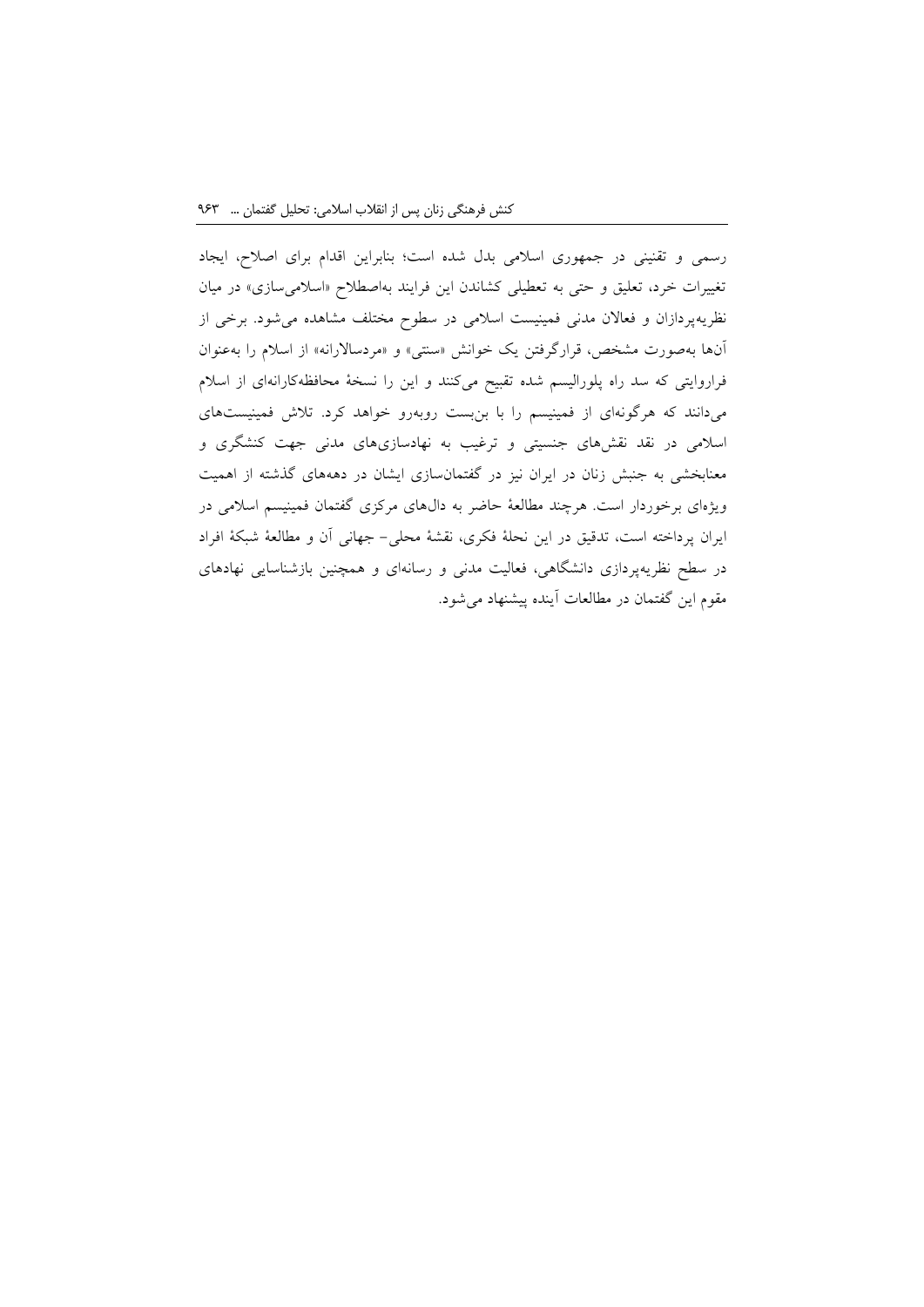رسمی و تقنینی در جمهوری اسلامی بدل شده است؛ بنابراین اقدام برای اصلاح، ایجاد تغییرات خرد، تعلیق و حتی به تعطیلی کشاندن این فرایند به‌اصطلاح «اسلامی‌سازی» در میان نظریه‌پردازان و فعالان مدنی فمینیست اسلامی در سطوح مختلف مشاهده می‌شود. برخی از آن‌ها به‌صورت مشخص، قرارگرفتن یک خوانش «سنتی» و «مردسالارانه» از اسلام را به‌عنوان فراروایتی که سد راه پلورالیسم شده تقبیح می‌کنند و این را نسخهٔ محافظه‌کارانه‌ای از اسلام می‌دانند که هرگونه‌ای از فمینیسم را با بن‌بست روبه‌رو خواهد کرد. تلاش فمینیست‌های اسلامی در نقد نقش‌های جنسیتی و ترغیب به نهادسازی‌های مدنی جهت کنشگری و معنابخشی به جنبش زنان در ایران نیز در گفتمان‌سازی ایشان در دهه‌های گذشته از اهمیت ویژه‌ای برخوردار است. هرچند مطالعهٔ حاضر به دال‌های مرکزی گفتمان فمینیسم اسلامی در ایران پرداخته است، تدقیق در این نحلهٔ فکری، نقشهٔ محلی- جهانی آن و مطالعهٔ شبکهٔ افراد در سطح نظریه‌پردازی دانشگاهی، فعالیت مدنی و رسانه‌ای و همچنین بازشناسایی نهادهای مقوم این گفتمان در مطالعات آینده پیشنهاد می‌شود.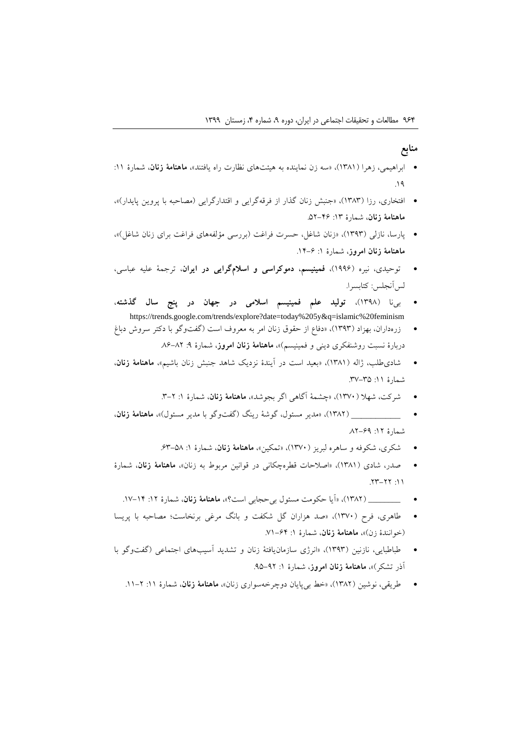## منابع

- ابراهیمی، زهرا (۱۳۸۱)، «سه زن نماینده به هیئت‌های نظارت راه یافتند»، **ماهنامهٔ زنان**، شمارهٔ ۱۱: ۱۹.
- افتخاری، رزا (۱۳۸۳)، «جنبش زنان گذار از فرقه‌گرایی و اقتدارگرایی (مصاحبه با پروین پایدار)»، **ماهنامهٔ زنان**، شمارهٔ ۱۳: ۴۶-۵۲.
- پارسا، نازلی (۱۳۹۳)، «زنان شاغل، حسرت فراغت (بررسی مؤلفه‌های فراغت برای زنان شاغل)»، **ماهنامهٔ زنان امروز**، شمارهٔ ۱: ۶-۱۴.
- توحیدی، نیره (۱۹۹۶)، **فمینیسم، دموکراسی و اسلام‌گرایی در ایران**، ترجمهٔ علیه عباسی، لس‌آنجلس: کتابسرا.
- بی‌نا (۱۳۹۸)، **تولید علم فمینیسم اسلامی در جهان در پنج سال گذشته**، https://trends.google.com/trends/explore?date=today%205y&q=islamic%20feminism
- زره‌داران، بهزاد (۱۳۹۳)، «دفاع از حقوق زنان امر به معروف است (گفت‌وگو با دکتر سروش دباغ دربارهٔ نسبت روشنفکری دینی و فمینیسم)»، **ماهنامهٔ زنان امروز**، شمارهٔ ۹: ۸۲-۸۶.
- شادی‌طلب، ژاله (۱۳۸۱)، «بعید است در آیندهٔ نزدیک شاهد جنبش زنان باشیم»، **ماهنامهٔ زنان**، شمارهٔ ۱۱: ۳۵-۳۷.
- شرکت، شهلا (۱۳۷۰)، «چشمهٔ آگاهی اگر بجوشد»، **ماهنامهٔ زنان**، شمارهٔ ۱: ۲-۳.
- ___________ (۱۳۸۲)، «مدیر مسئول، گوشهٔ رینگ (گفت‌وگو با مدیر مسئول)»، **ماهنامهٔ زنان**، شمارهٔ ۱۲: ۶۹-۸۲.
- شکری، شکوفه و ساهره لبریز (۱۳۷۰)، «تمکین»، **ماهنامهٔ زنان**، شمارهٔ ۱: ۵۸-۶۳.
- صدر، شادی (۱۳۸۱)، «اصلاحات قطره‌چکانی در قوانین مربوط به زنان»، **ماهنامهٔ زنان**، شمارهٔ ۱۱: ۲۲-۲۳.
- _______ (۱۳۸۲)، «آیا حکومت مسئول بی‌حجابی است؟»، **ماهنامهٔ زنان**، شمارهٔ ۱۲: ۱۴-۱۷.
- طاهری، فرح (۱۳۷۰)، «صد هزاران گل شکفت و بانگ مرغی برنخاست؛ مصاحبه با پریسا (خوانندهٔ زن)»، **ماهنامهٔ زنان**، شمارهٔ ۱: ۶۴-۷۱.
- طباطبایی، نازنین (۱۳۹۳)، «انرژی سازمان‌یافتهٔ زنان و تشدید آسیب‌های اجتماعی (گفت‌وگو با آذر تشکر)»، **ماهنامهٔ زنان امروز**، شمارهٔ ۱: ۹۲-۹۵.
- طریقی، نوشین (۱۳۸۲)، «خط بی‌پایان دوچرخه‌سواری زنان»، **ماهنامهٔ زنان**، شمارهٔ ۱۱: ۲-۱۱.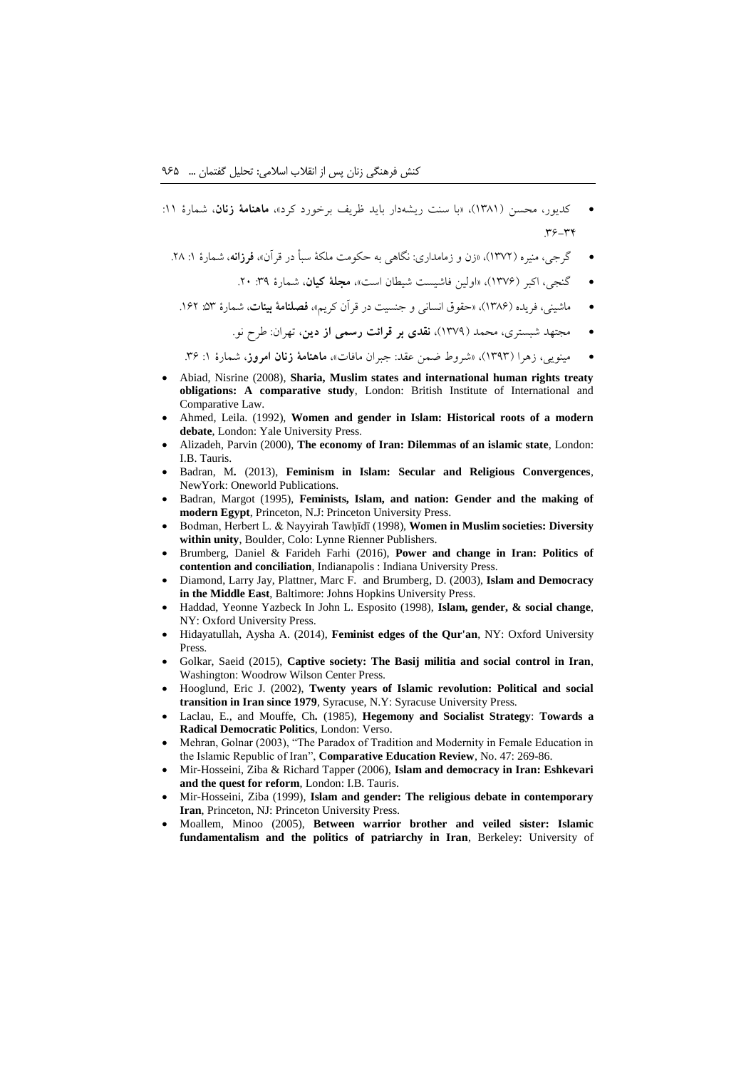- کدیور، محسن (۱۳۸۱)، «با سنت ریشه‌دار باید ظریف برخورد کرد»، **ماهنامهٔ زنان**، شمارهٔ ۱۱: ۳۶-۳۴.
- گرجی، منیره (۱۳۷۲)، «زن و زمامداری: نگاهی به حکومت ملکهٔ سبأ در قرآن»، **فرزانه**، شمارهٔ ۱: ۲۸.
- گنجی، اکبر (۱۳۷۶)، «اولین فاشیست شیطان است»، **مجلهٔ کیان**، شمارهٔ ۳۹: ۲۰.
- ماشینی، فریده (۱۳۸۶)، «حقوق انسانی و جنسیت در قرآن کریم»، **فصلنامهٔ بینات**، شمارهٔ ۵۳: ۱۶۲.
- مجتهد شبستری، محمد (۱۳۷۹)، **نقدی بر قرائت رسمی از دین**، تهران: طرح نو.
- مینویی، زهرا (۱۳۹۳)، «شروط ضمن عقد: جبران مافات»، **ماهنامهٔ زنان امروز**، شمارهٔ ۱: ۳۶.

- Abiad, Nisrine (2008), **Sharia, Muslim states and international human rights treaty obligations: A comparative study**, London: British Institute of International and Comparative Law.
- Ahmed, Leila. (1992), **Women and gender in Islam: Historical roots of a modern debate**, London: Yale University Press.
- Alizadeh, Parvin (2000), **The economy of Iran: Dilemmas of an islamic state**, London: I.B. Tauris.
- Badran, M**.** (2013), **Feminism in Islam: Secular and Religious Convergences**, NewYork: Oneworld Publications.
- Badran, Margot (1995), **Feminists, Islam, and nation: Gender and the making of modern Egypt**, Princeton, N.J: Princeton University Press.
- Bodman, Herbert L. & Nayyirah Tawḥīdī (1998), **Women in Muslim societies: Diversity within unity**, Boulder, Colo: Lynne Rienner Publishers.
- Brumberg, Daniel & Farideh Farhi (2016), **Power and change in Iran: Politics of contention and conciliation**, Indianapolis : Indiana University Press.
- Diamond, Larry Jay, Plattner, Marc F. and Brumberg, D. (2003), **Islam and Democracy in the Middle East**, Baltimore: Johns Hopkins University Press.
- Haddad, Yeonne Yazbeck In John L. Esposito (1998), **Islam, gender, & social change**, NY: Oxford University Press.
- Hidayatullah, Aysha A. (2014), **Feminist edges of the Qur'an**, NY: Oxford University Press.
- Golkar, Saeid (2015), **Captive society: The Basij militia and social control in Iran**, Washington: Woodrow Wilson Center Press.
- Hooglund, Eric J. (2002), **Twenty years of Islamic revolution: Political and social transition in Iran since 1979**, Syracuse, N.Y: Syracuse University Press.
- Laclau, E., and Mouffe, Ch**.** (1985), **Hegemony and Socialist Strategy**: **Towards a Radical Democratic Politics**, London: Verso.
- Mehran, Golnar (2003), "The Paradox of Tradition and Modernity in Female Education in the Islamic Republic of Iran", **Comparative Education Review**, No. 47: 269-86.
- Mir-Hosseini, Ziba & Richard Tapper (2006), **Islam and democracy in Iran: Eshkevari and the quest for reform**, London: I.B. Tauris.
- Mir-Hosseini, Ziba (1999), **Islam and gender: The religious debate in contemporary Iran**, Princeton, NJ: Princeton University Press.
- Moallem, Minoo (2005), **Between warrior brother and veiled sister: Islamic fundamentalism and the politics of patriarchy in Iran**, Berkeley: University of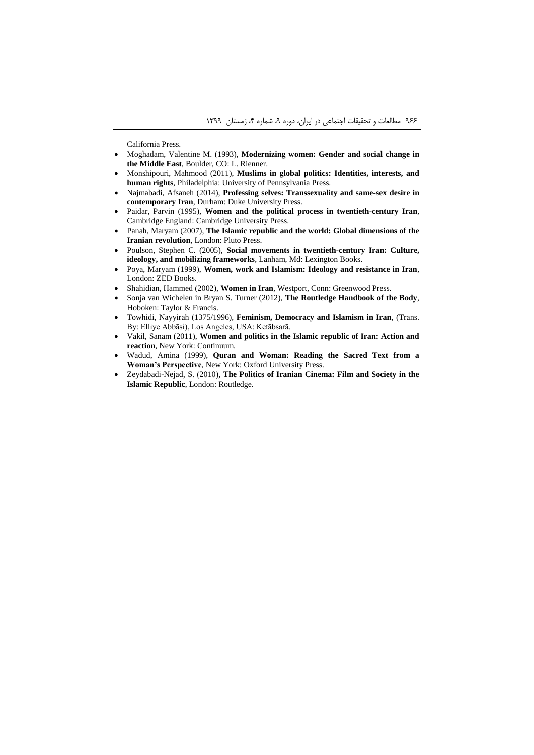California Press.

- Moghadam, Valentine M. (1993), **Modernizing women: Gender and social change in the Middle East**, Boulder, CO: L. Rienner.
- Monshipouri, Mahmood (2011), **Muslims in global politics: Identities, interests, and human rights**, Philadelphia: University of Pennsylvania Press.
- Najmabadi, Afsaneh (2014), **Professing selves: Transsexuality and same-sex desire in contemporary Iran**, Durham: Duke University Press.
- Paidar, Parvin (1995), **Women and the political process in twentieth-century Iran**, Cambridge England: Cambridge University Press.
- Panah, Maryam (2007), **The Islamic republic and the world: Global dimensions of the Iranian revolution**, London: Pluto Press.
- Poulson, Stephen C. (2005), **Social movements in twentieth-century Iran: Culture, ideology, and mobilizing frameworks**, Lanham, Md: Lexington Books.
- Poya, Maryam (1999), **Women, work and Islamism: Ideology and resistance in Iran**, London: ZED Books.
- Shahidian, Hammed (2002), **Women in Iran**, Westport, Conn: Greenwood Press.
- Sonja van Wichelen in Bryan S. Turner (2012), **The Routledge Handbook of the Body**, Hoboken: Taylor & Francis.
- Towhidi, Nayyirah (1375/1996), **Feminism, Democracy and Islamism in Iran**, (Trans. By: Elliye Abbāsi), Los Angeles, USA: Ketābsarā.
- Vakil, Sanam (2011), **Women and politics in the Islamic republic of Iran: Action and reaction**, New York: Continuum.
- Wadud, Amina (1999), **Quran and Woman: Reading the Sacred Text from a Woman's Perspective**, New York: Oxford University Press.
- Zeydabadi-Nejad, S. (2010), **The Politics of Iranian Cinema: Film and Society in the Islamic Republic**, London: Routledge.